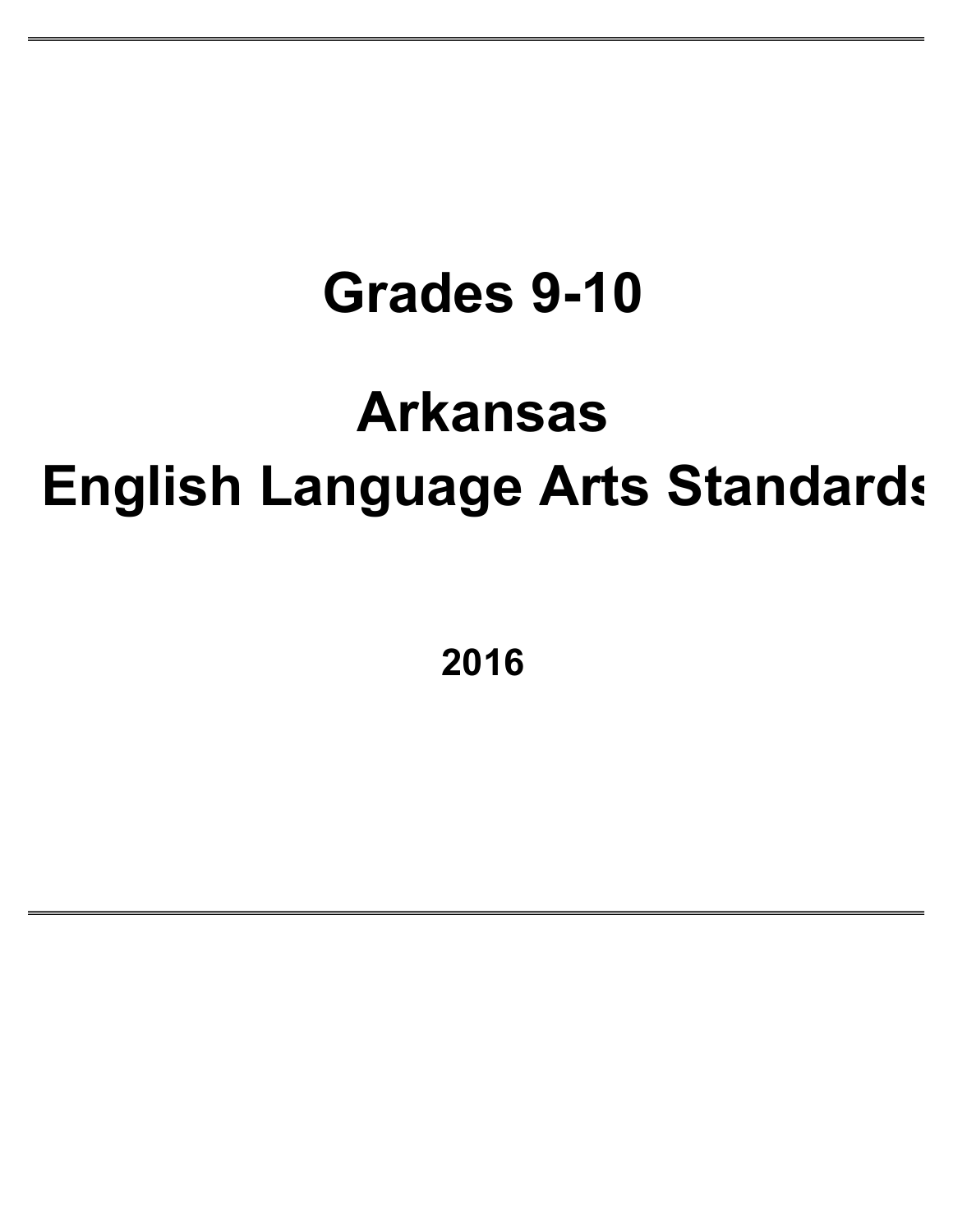# Grades 9-10

# Arkansas English Language Arts Standards

**2016**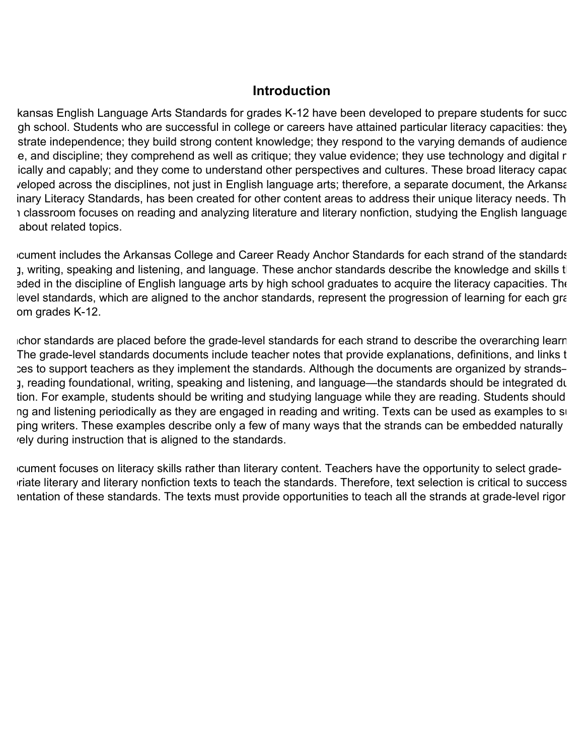## Introduction

kansas English Language Arts Standards for grades K-12 have been developed to prepare students for succ gh school. Students who are successful in college or careers have attained particular literacy capacities: they strate independence; they build strong content knowledge; they respond to the varying demands of audience e, and discipline; they comprehend as well as critique; they value evidence; they use technology and digital r ically and capably; and they come to understand other perspectives and cultures. These broad literacy capac veloped across the disciplines, not just in English language arts; therefore, a separate document, the Arkansa inary Literacy Standards, has been created for other content areas to address their unique literacy needs. Th classroom focuses on reading and analyzing literature and literary nonfiction, studying the English language about related topics.

ocument includes the Arkansas College and Career Ready Anchor Standards for each strand of the standards g, writing, speaking and listening, and language. These anchor standards describe the knowledge and skills t eded in the discipline of English language arts by high school graduates to acquire the literacy capacities. The level standards, which are aligned to the anchor standards, represent the progression of learning for each gra om grades K-12.

nchor standards are placed before the grade-level standards for each strand to describe the overarching learn The grade-level standards documents include teacher notes that provide explanations, definitions, and links t ces to support teachers as they implement the standards. Although the documents are organized by strands– g, reading foundational, writing, speaking and listening, and language—the standards should be integrated du tion. For example, students should be writing and studying language while they are reading. Students should ng and listening periodically as they are engaged in reading and writing. Texts can be used as examples to su ping writers. These examples describe only a few of many ways that the strands can be embedded naturally vely during instruction that is aligned to the standards.

ocument focuses on literacy skills rather than literary content. Teachers have the opportunity to select grade- riate literary and literary nonfiction texts to teach the standards. Therefore, text selection is critical to success entation of these standards. The texts must provide opportunities to teach all the strands at grade-level rigor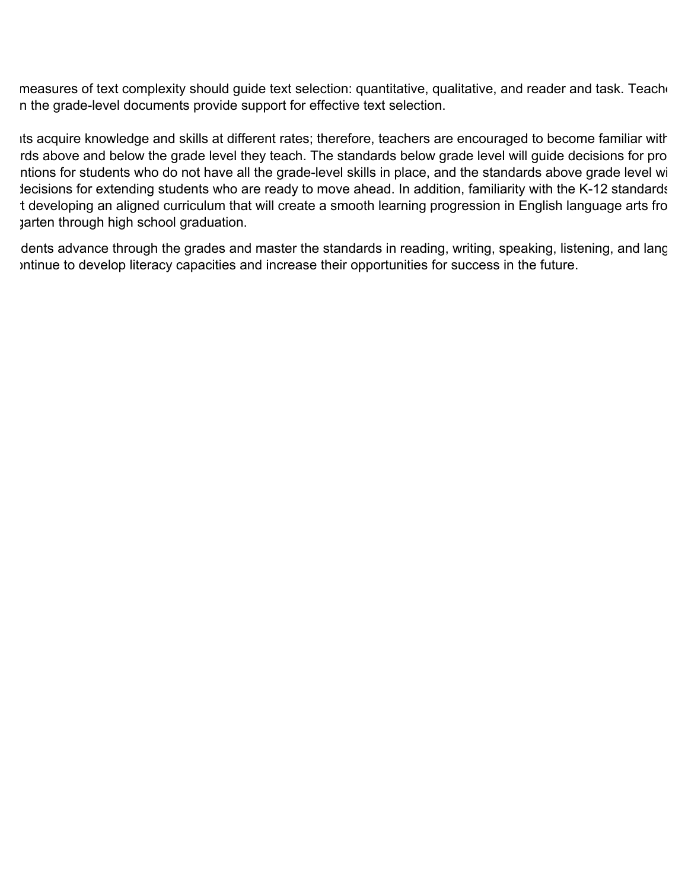measures of text complexity should guide text selection: quantitative, qualitative, and reader and task. Teach
n the grade-level documents provide support for effective text selection.

its acquire knowledge and skills at different rates; therefore, teachers are encouraged to become familiar with
rds above and below the grade level they teach. The standards below grade level will guide decisions for pro
ntions for students who do not have all the grade-level skills in place, and the standards above grade level wi
decisions for extending students who are ready to move ahead. In addition, familiarity with the K-12 standards
t developing an aligned curriculum that will create a smooth learning progression in English language arts fro
garten through high school graduation.

dents advance through the grades and master the standards in reading, writing, speaking, listening, and lang
ontinue to develop literacy capacities and increase their opportunities for success in the future.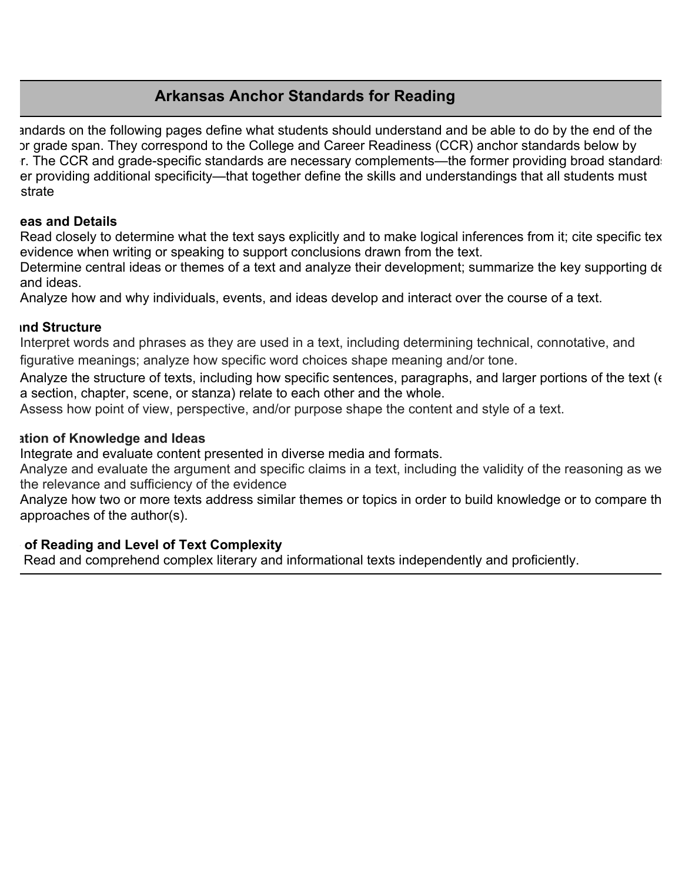## Arkansas Anchor Standards for Reading

andards on the following pages define what students should understand and be able to do by the end of the or grade span. They correspond to the College and Career Readiness (CCR) anchor standards below by r. The CCR and grade-specific standards are necessary complements—the former providing broad standard er providing additional specificity—that together define the skills and understandings that all students must strate

**eas and Details**

Read closely to determine what the text says explicitly and to make logical inferences from it; cite specific tex evidence when writing or speaking to support conclusions drawn from the text.

Determine central ideas or themes of a text and analyze their development; summarize the key supporting de and ideas.

Analyze how and why individuals, events, and ideas develop and interact over the course of a text.

**nd Structure**

Interpret words and phrases as they are used in a text, including determining technical, connotative, and figurative meanings; analyze how specific word choices shape meaning and/or tone.

Analyze the structure of texts, including how specific sentences, paragraphs, and larger portions of the text (e a section, chapter, scene, or stanza) relate to each other and the whole.

Assess how point of view, perspective, and/or purpose shape the content and style of a text.

**ation of Knowledge and Ideas**

Integrate and evaluate content presented in diverse media and formats.

Analyze and evaluate the argument and specific claims in a text, including the validity of the reasoning as we the relevance and sufficiency of the evidence

Analyze how two or more texts address similar themes or topics in order to build knowledge or to compare th approaches of the author(s).

**of Reading and Level of Text Complexity**

Read and comprehend complex literary and informational texts independently and proficiently.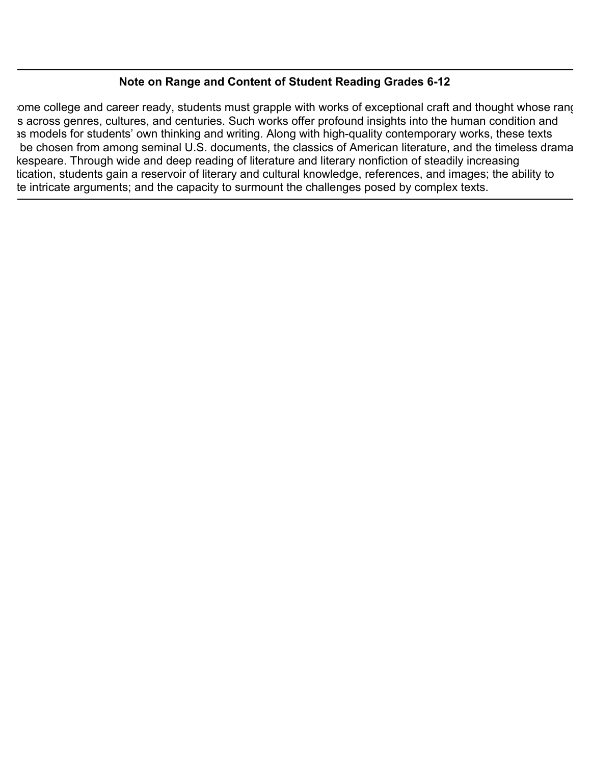## Note on Range and Content of Student Reading Grades 6-12

ome college and career ready, students must grapple with works of exceptional craft and thought whose rang s across genres, cultures, and centuries. Such works offer profound insights into the human condition and as models for students' own thinking and writing. Along with high-quality contemporary works, these texts be chosen from among seminal U.S. documents, the classics of American literature, and the timeless drama kespeare. Through wide and deep reading of literature and literary nonfiction of steadily increasing tication, students gain a reservoir of literary and cultural knowledge, references, and images; the ability to te intricate arguments; and the capacity to surmount the challenges posed by complex texts.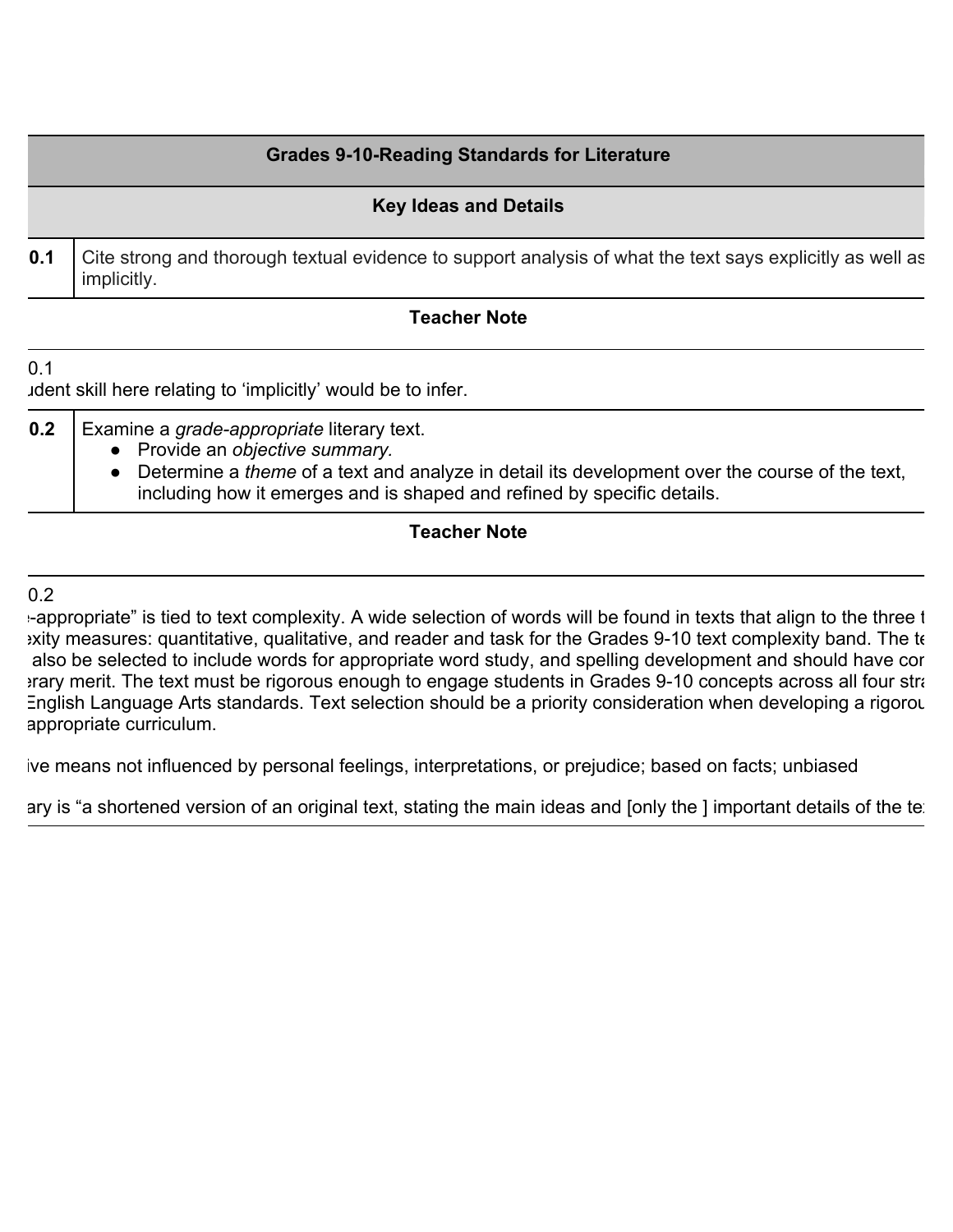| Grades 9-10-Reading Standards for Literature | |
|---|---|
| **Key Ideas and Details** | |
| **0.1** | Cite strong and thorough textual evidence to support analysis of what the text says explicitly as well as implicitly. |
| **Teacher Note** | |
| 0.1<br>ıdent skill here relating to 'implicitly' would be to infer. | |
| **0.2** | Examine a *grade-appropriate* literary text.<br>● Provide an *objective summary.*<br>● Determine a *theme* of a text and analyze in detail its development over the course of the text, including how it emerges and is shaped and refined by specific details. |
| **Teacher Note** | |
| 0.2<br>-appropriate" is tied to text complexity. A wide selection of words will be found in texts that align to the three t exity measures: quantitative, qualitative, and reader and task for the Grades 9-10 text complexity band. The te also be selected to include words for appropriate word study, and spelling development and should have cor erary merit. The text must be rigorous enough to engage students in Grades 9-10 concepts across all four stra English Language Arts standards. Text selection should be a priority consideration when developing a rigorou appropriate curriculum.<br><br>ive means not influenced by personal feelings, interpretations, or prejudice; based on facts; unbiased<br><br>ary is "a shortened version of an original text, stating the main ideas and [only the ] important details of the te | |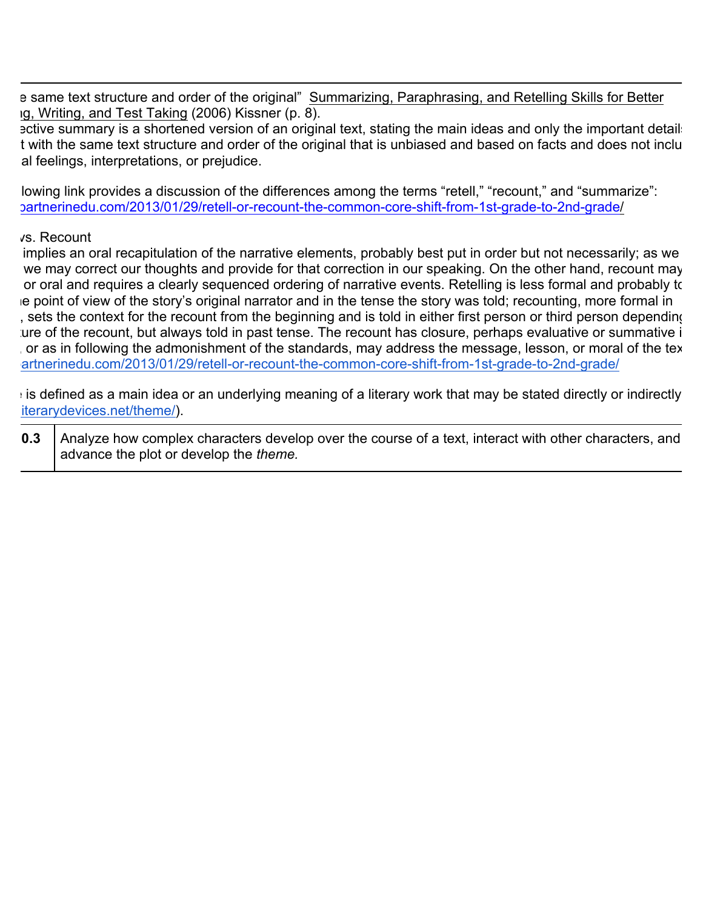e same text structure and order of the original" Summarizing, Paraphrasing, and Retelling Skills for Better ng, Writing, and Test Taking (2006) Kissner (p. 8).

ective summary is a shortened version of an original text, stating the main ideas and only the important details t with the same text structure and order of the original that is unbiased and based on facts and does not inclu al feelings, interpretations, or prejudice.

lowing link provides a discussion of the differences among the terms "retell," "recount," and "summarize": partnerinedu.com/2013/01/29/retell-or-recount-the-common-core-shift-from-1st-grade-to-2nd-grade/

vs. Recount

implies an oral recapitulation of the narrative elements, probably best put in order but not necessarily; as we we may correct our thoughts and provide for that correction in our speaking. On the other hand, recount may or oral and requires a clearly sequenced ordering of narrative events. Retelling is less formal and probably to e point of view of the story's original narrator and in the tense the story was told; recounting, more formal in , sets the context for the recount from the beginning and is told in either first person or third person depending ure of the recount, but always told in past tense. The recount has closure, perhaps evaluative or summative i , or as in following the admonishment of the standards, may address the message, lesson, or moral of the tex artnerinedu.com/2013/01/29/retell-or-recount-the-common-core-shift-from-1st-grade-to-2nd-grade/

e is defined as a main idea or an underlying meaning of a literary work that may be stated directly or indirectly iterarydevices.net/theme/).

| 0.3 | Analyze how complex characters develop over the course of a text, interact with other characters, and advance the plot or develop the *theme.* |
|---|---|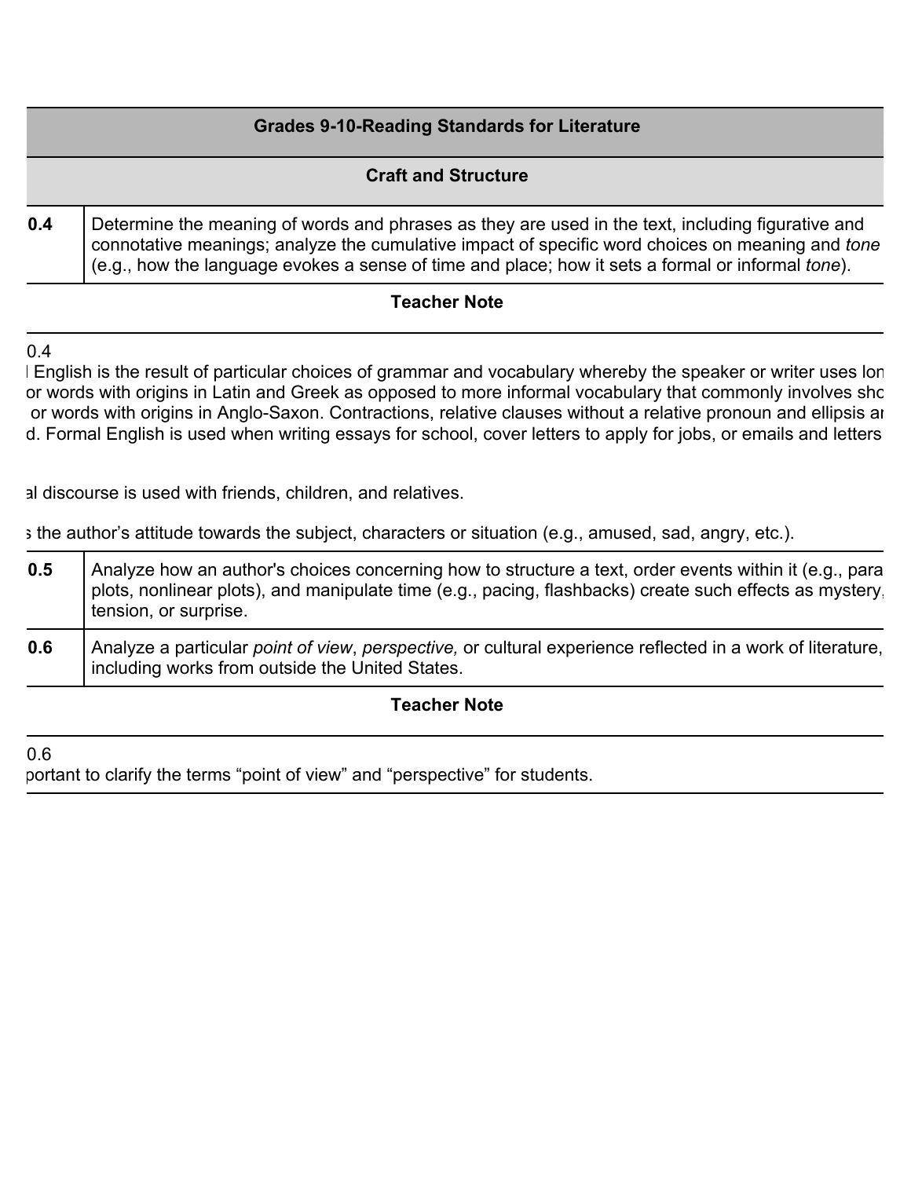| Grades 9-10-Reading Standards for Literature | |
|---|---|
| **Craft and Structure** | |
| **0.4** | Determine the meaning of words and phrases as they are used in the text, including figurative and connotative meanings; analyze the cumulative impact of specific word choices on meaning and *tone* (e.g., how the language evokes a sense of time and place; how it sets a formal or informal *tone*). |

**Teacher Note**

0.4
l English is the result of particular choices of grammar and vocabulary whereby the speaker or writer uses lon or words with origins in Latin and Greek as opposed to more informal vocabulary that commonly involves sho or words with origins in Anglo-Saxon. Contractions, relative clauses without a relative pronoun and ellipsis ar d. Formal English is used when writing essays for school, cover letters to apply for jobs, or emails and letters

al discourse is used with friends, children, and relatives.

s the author's attitude towards the subject, characters or situation (e.g., amused, sad, angry, etc.).

| | |
|---|---|
| **0.5** | Analyze how an author's choices concerning how to structure a text, order events within it (e.g., para plots, nonlinear plots), and manipulate time (e.g., pacing, flashbacks) create such effects as mystery, tension, or surprise. |
| **0.6** | Analyze a particular *point of view*, *perspective,* or cultural experience reflected in a work of literature, including works from outside the United States. |

**Teacher Note**

0.6
portant to clarify the terms "point of view" and "perspective" for students.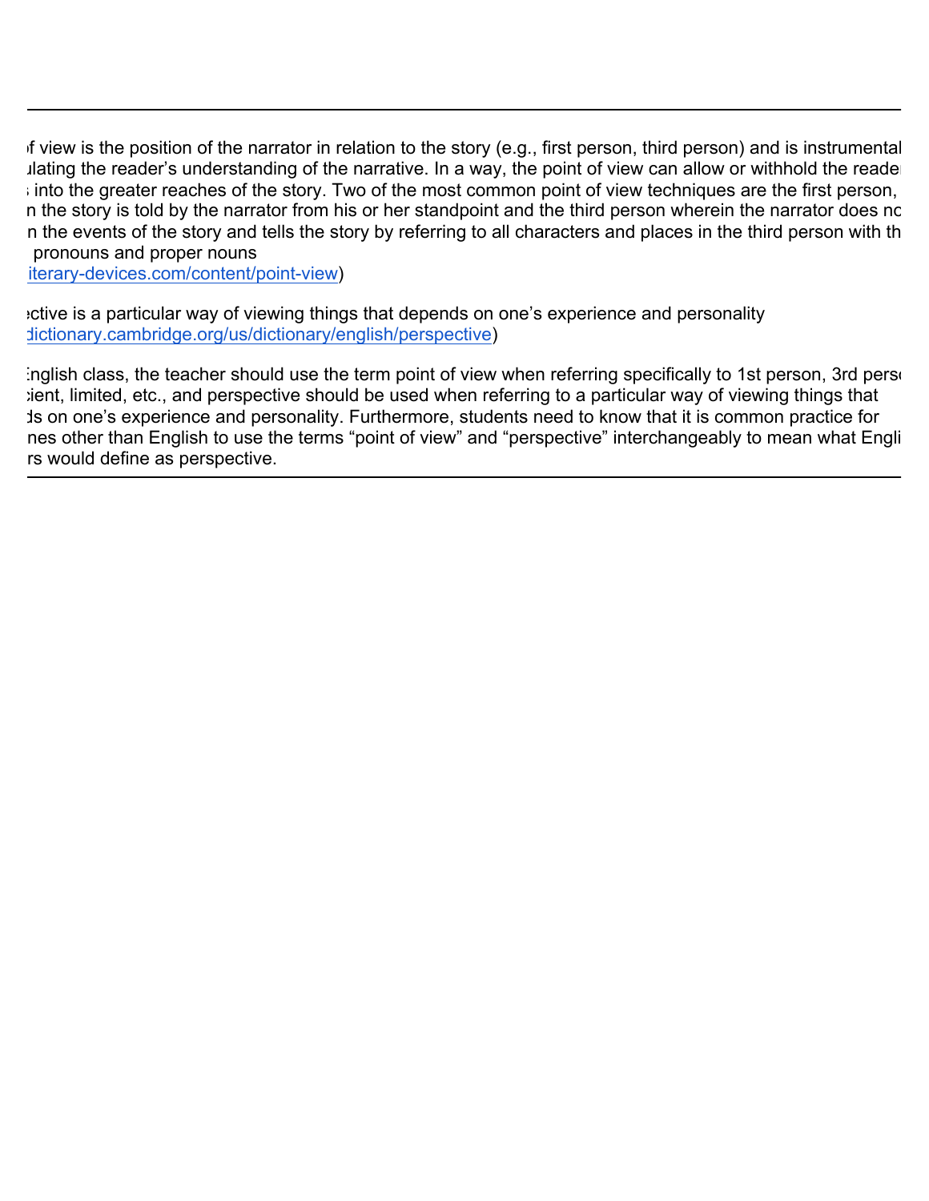---

f view is the position of the narrator in relation to the story (e.g., first person, third person) and is instrumental ulating the reader's understanding of the narrative. In a way, the point of view can allow or withhold the reader into the greater reaches of the story. Two of the most common point of view techniques are the first person, n the story is told by the narrator from his or her standpoint and the third person wherein the narrator does no n the events of the story and tells the story by referring to all characters and places in the third person with th pronouns and proper nouns
iterary-devices.com/content/point-view)

ective is a particular way of viewing things that depends on one's experience and personality
dictionary.cambridge.org/us/dictionary/english/perspective)

nglish class, the teacher should use the term point of view when referring specifically to 1st person, 3rd pers cient, limited, etc., and perspective should be used when referring to a particular way of viewing things that ds on one's experience and personality. Furthermore, students need to know that it is common practice for nes other than English to use the terms "point of view" and "perspective" interchangeably to mean what Engli rs would define as perspective.

---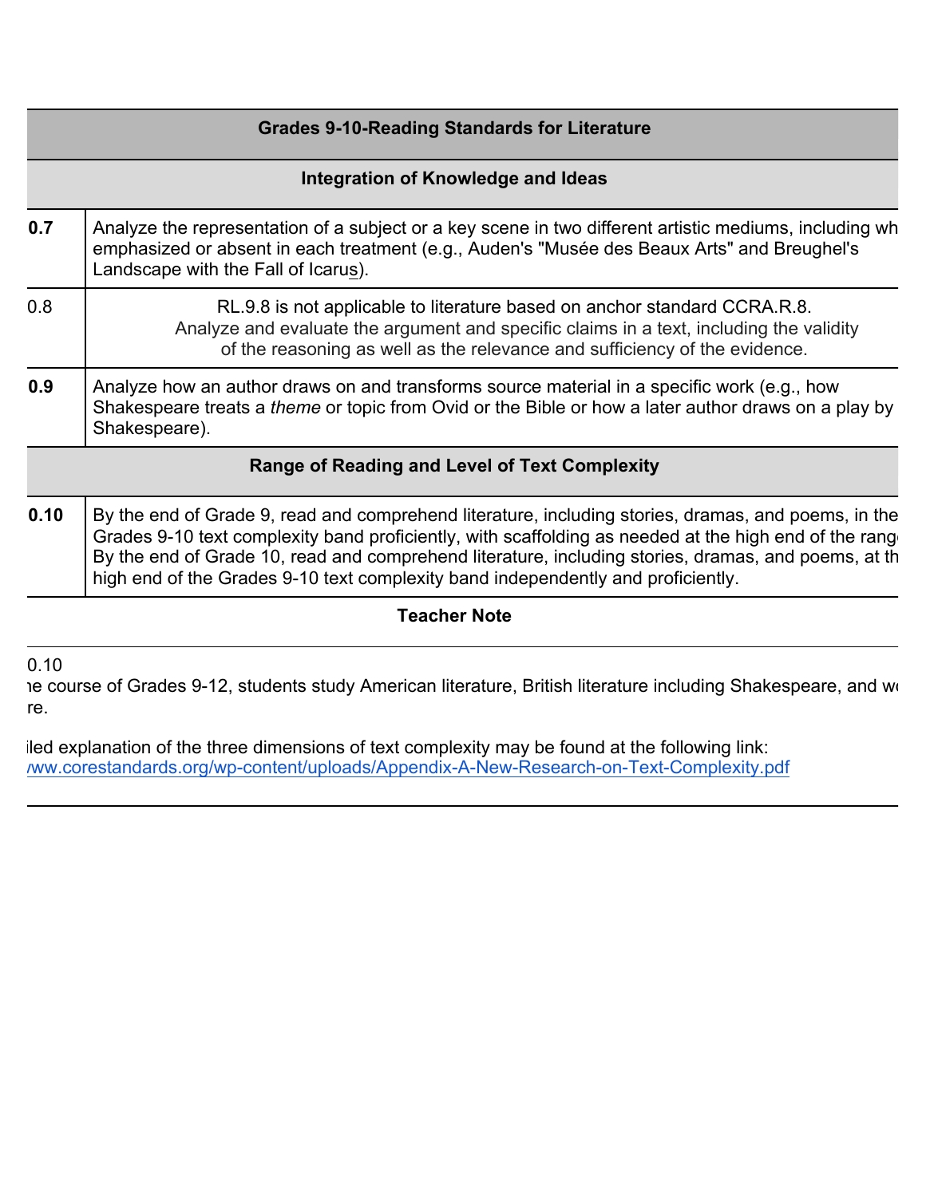| Grades 9-10-Reading Standards for Literature | |
|---|---|
| **Integration of Knowledge and Ideas** | |
| **0.7** | Analyze the representation of a subject or a key scene in two different artistic mediums, including wh emphasized or absent in each treatment (e.g., Auden's "Musée des Beaux Arts" and Breughel's Landscape with the Fall of Icarus). |
| 0.8 | RL.9.8 is not applicable to literature based on anchor standard CCRA.R.8. Analyze and evaluate the argument and specific claims in a text, including the validity of the reasoning as well as the relevance and sufficiency of the evidence. |
| **0.9** | Analyze how an author draws on and transforms source material in a specific work (e.g., how Shakespeare treats a *theme* or topic from Ovid or the Bible or how a later author draws on a play by Shakespeare). |
| **Range of Reading and Level of Text Complexity** | |
| **0.10** | By the end of Grade 9, read and comprehend literature, including stories, dramas, and poems, in the Grades 9-10 text complexity band proficiently, with scaffolding as needed at the high end of the rang By the end of Grade 10, read and comprehend literature, including stories, dramas, and poems, at th high end of the Grades 9-10 text complexity band independently and proficiently. |

**Teacher Note**

0.10
ne course of Grades 9-12, students study American literature, British literature including Shakespeare, and w re.

iled explanation of the three dimensions of text complexity may be found at the following link:
/ww.corestandards.org/wp-content/uploads/Appendix-A-New-Research-on-Text-Complexity.pdf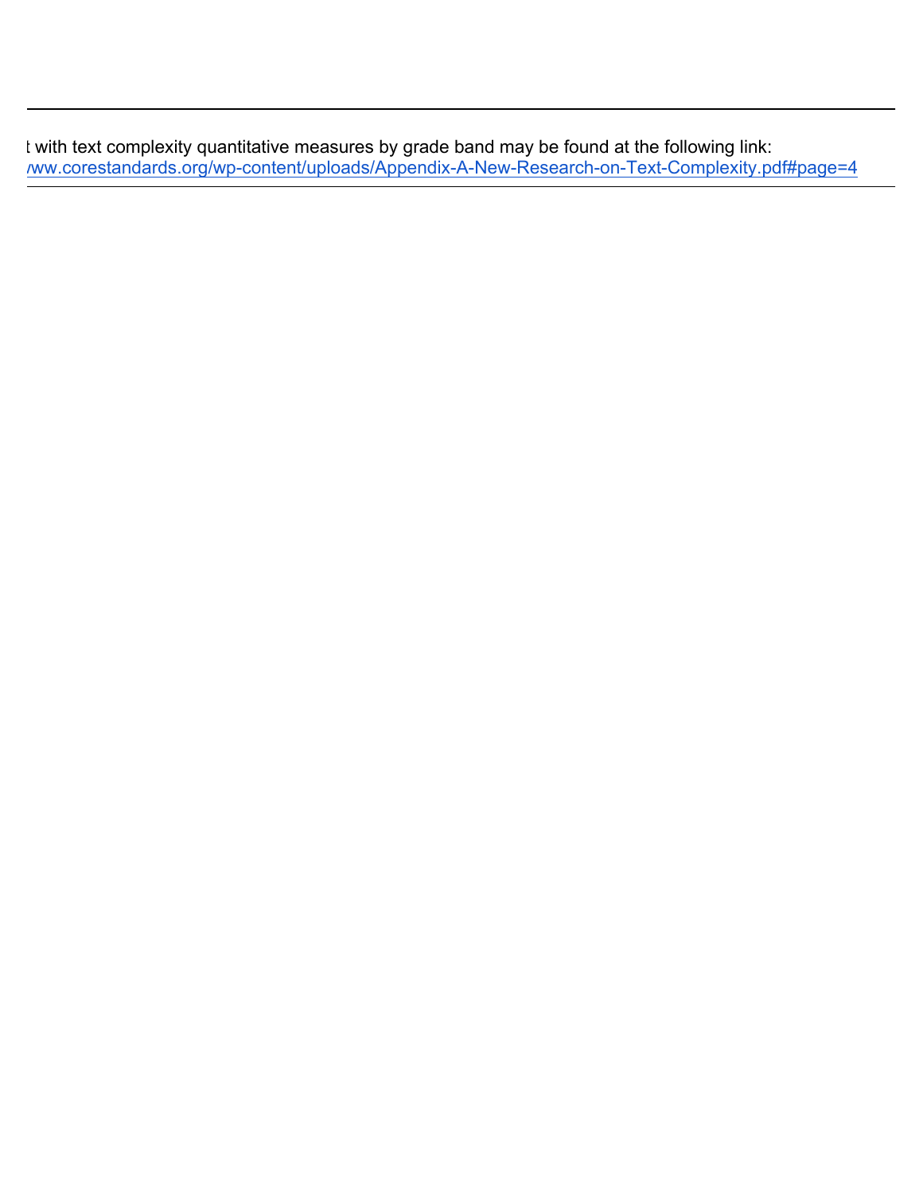t with text complexity quantitative measures by grade band may be found at the following link:
/ww.corestandards.org/wp-content/uploads/Appendix-A-New-Research-on-Text-Complexity.pdf#page=4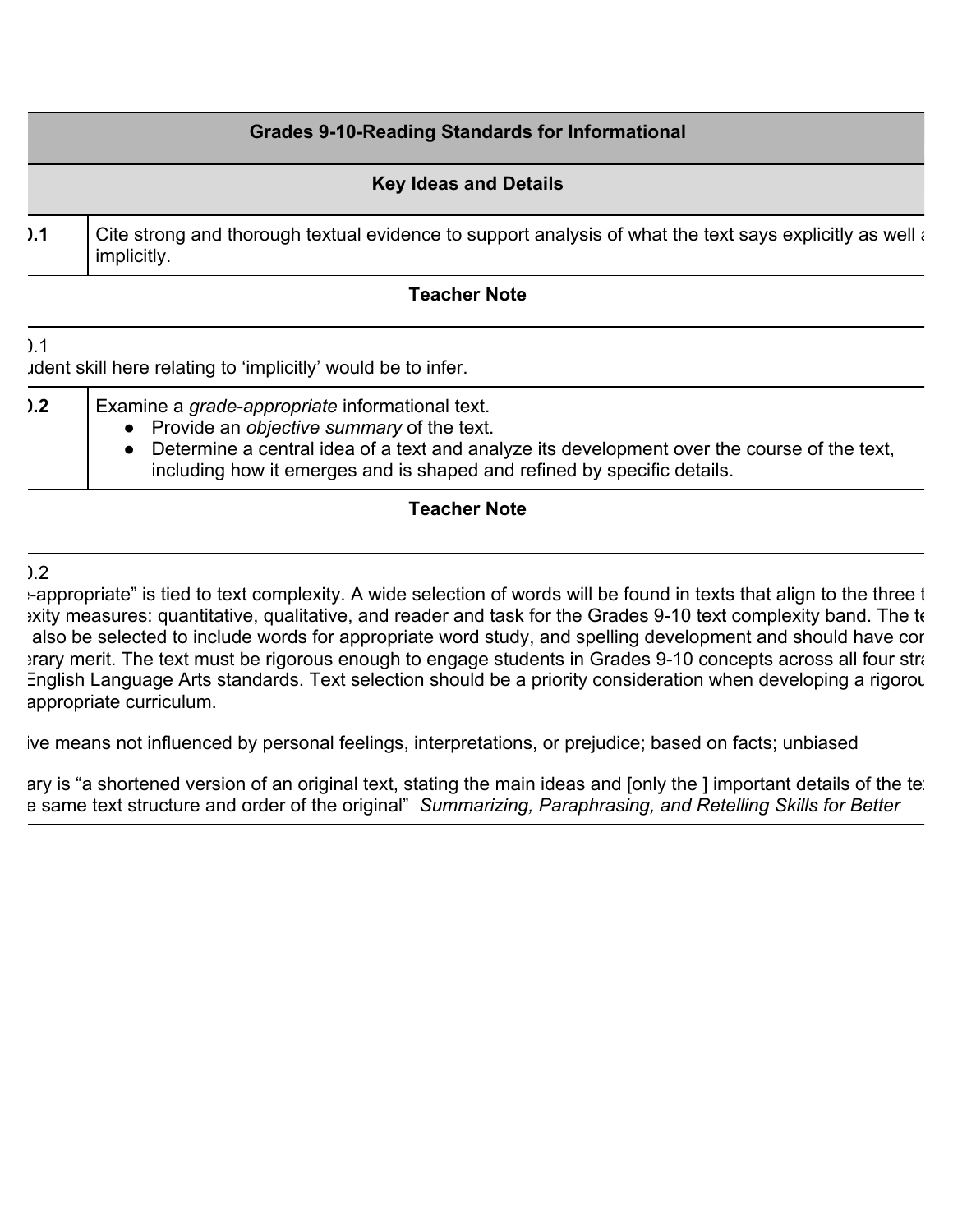| Grades 9-10-Reading Standards for Informational | |
|---|---|
| **Key Ideas and Details** | |
| ).1 | Cite strong and thorough textual evidence to support analysis of what the text says explicitly as well a implicitly. |
| **Teacher Note** | |
| ).1 udent skill here relating to 'implicitly' would be to infer. | |
| ).2 | Examine a *grade-appropriate* informational text. <br>● Provide an *objective summary* of the text. <br>● Determine a central idea of a text and analyze its development over the course of the text, including how it emerges and is shaped and refined by specific details. |
| **Teacher Note** | |
| ).2 <br>-appropriate" is tied to text complexity. A wide selection of words will be found in texts that align to the three t exity measures: quantitative, qualitative, and reader and task for the Grades 9-10 text complexity band. The te also be selected to include words for appropriate word study, and spelling development and should have cor erary merit. The text must be rigorous enough to engage students in Grades 9-10 concepts across all four stra English Language Arts standards. Text selection should be a priority consideration when developing a rigorou appropriate curriculum. <br><br>ive means not influenced by personal feelings, interpretations, or prejudice; based on facts; unbiased <br><br>ary is "a shortened version of an original text, stating the main ideas and [only the ] important details of the te e same text structure and order of the original" *Summarizing, Paraphrasing, and Retelling Skills for Better* | |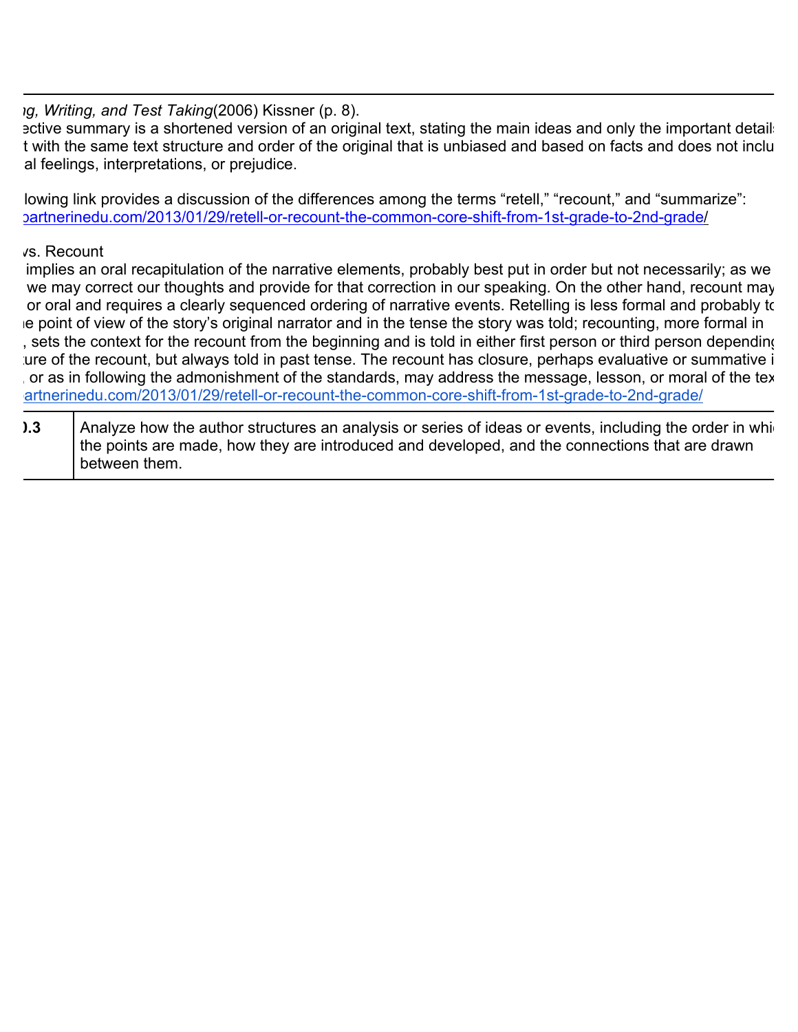ng, Writing, and Test Taking*(2006) Kissner (p. 8).
ective summary is a shortened version of an original text, stating the main ideas and only the important details t with the same text structure and order of the original that is unbiased and based on facts and does not inclu al feelings, interpretations, or prejudice.

llowing link provides a discussion of the differences among the terms "retell," "recount," and "summarize": partnerinedu.com/2013/01/29/retell-or-recount-the-common-core-shift-from-1st-grade-to-2nd-grade/

vs. Recount
implies an oral recapitulation of the narrative elements, probably best put in order but not necessarily; as we we may correct our thoughts and provide for that correction in our speaking. On the other hand, recount may or oral and requires a clearly sequenced ordering of narrative events. Retelling is less formal and probably to e point of view of the story's original narrator and in the tense the story was told; recounting, more formal in , sets the context for the recount from the beginning and is told in either first person or third person depending ure of the recount, but always told in past tense. The recount has closure, perhaps evaluative or summative i , or as in following the admonishment of the standards, may address the message, lesson, or moral of the tex artnerinedu.com/2013/01/29/retell-or-recount-the-common-core-shift-from-1st-grade-to-2nd-grade/

| ).3 | Analyze how the author structures an analysis or series of ideas or events, including the order in whi the points are made, how they are introduced and developed, and the connections that are drawn between them. |
|---|---|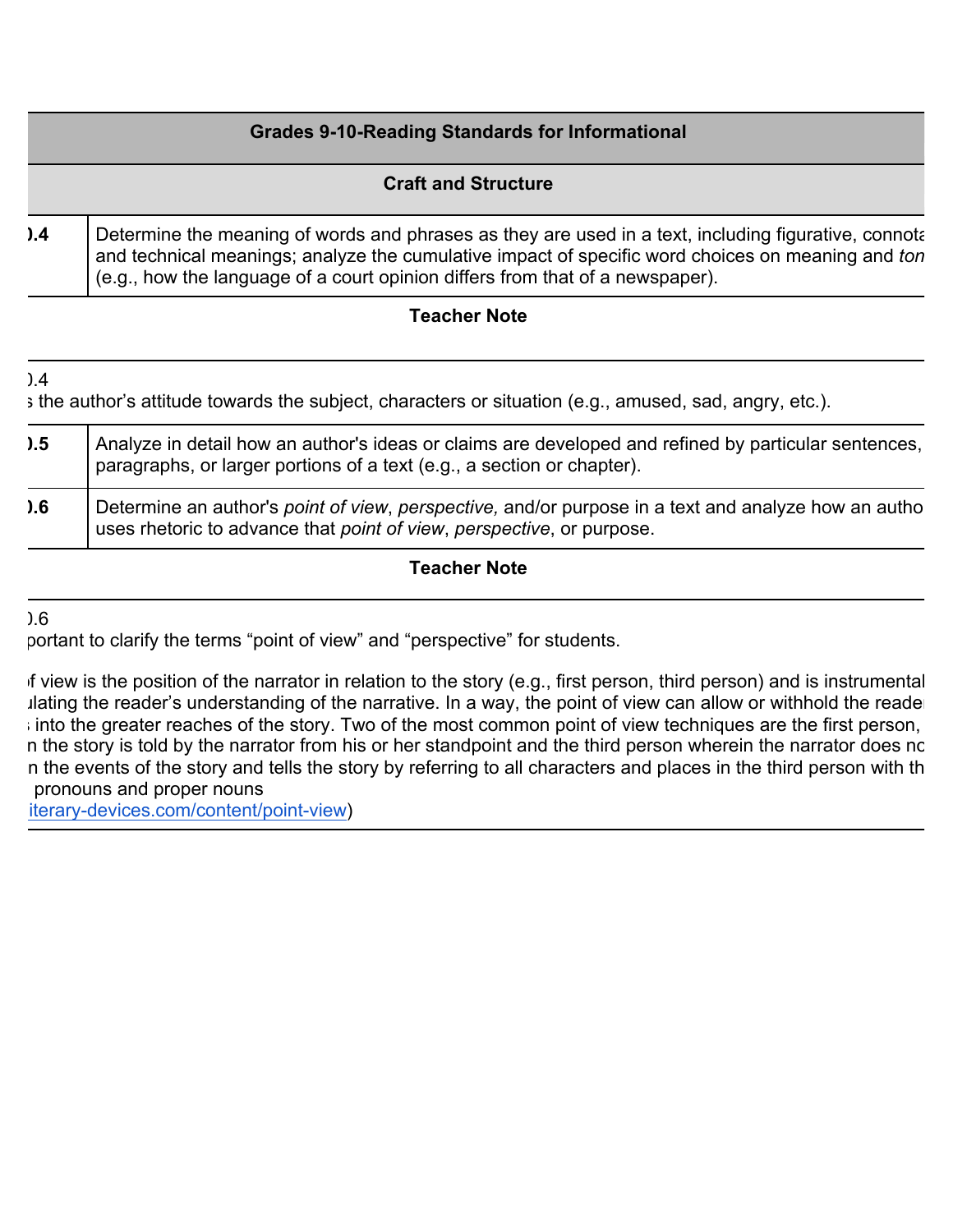| Grades 9-10-Reading Standards for Informational | |
|---|---|
| **Craft and Structure** | |
| ).4 | Determine the meaning of words and phrases as they are used in a text, including figurative, connota and technical meanings; analyze the cumulative impact of specific word choices on meaning and *ton* (e.g., how the language of a court opinion differs from that of a newspaper). |

**Teacher Note**

).4
; the author's attitude towards the subject, characters or situation (e.g., amused, sad, angry, etc.).

| | |
|---|---|
| ).5 | Analyze in detail how an author's ideas or claims are developed and refined by particular sentences, paragraphs, or larger portions of a text (e.g., a section or chapter). |
| ).6 | Determine an author's *point of view*, *perspective,* and/or purpose in a text and analyze how an autho uses rhetoric to advance that *point of view*, *perspective*, or purpose. |

**Teacher Note**

).6
portant to clarify the terms "point of view" and "perspective" for students.

f view is the position of the narrator in relation to the story (e.g., first person, third person) and is instrumental ılating the reader's understanding of the narrative. In a way, the point of view can allow or withhold the reade ; into the greater reaches of the story. Two of the most common point of view techniques are the first person, n the story is told by the narrator from his or her standpoint and the third person wherein the narrator does nc n the events of the story and tells the story by referring to all characters and places in the third person with th pronouns and proper nouns
iterary-devices.com/content/point-view)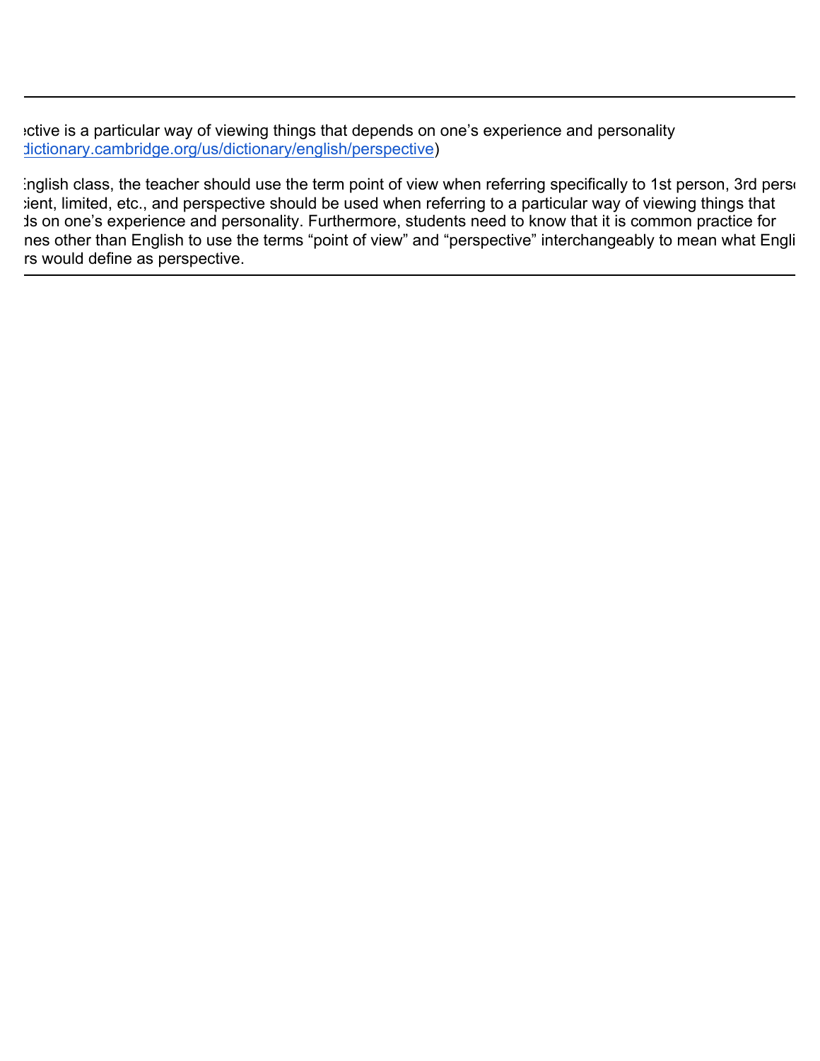ective is a particular way of viewing things that depends on one's experience and personality dictionary.cambridge.org/us/dictionary/english/perspective)

English class, the teacher should use the term point of view when referring specifically to 1st person, 3rd perso cient, limited, etc., and perspective should be used when referring to a particular way of viewing things that ds on one's experience and personality. Furthermore, students need to know that it is common practice for nes other than English to use the terms "point of view" and "perspective" interchangeably to mean what Engli rs would define as perspective.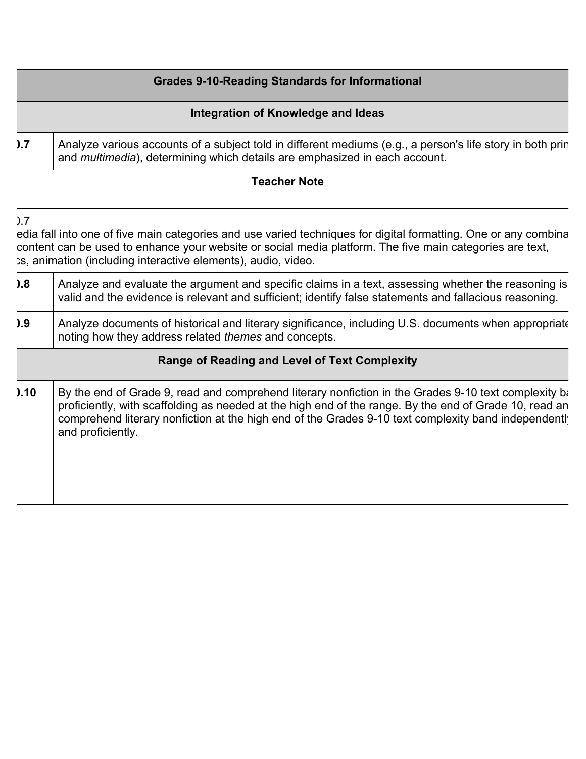| Grades 9-10-Reading Standards for Informational | |
|---|---|
| **Integration of Knowledge and Ideas** | |
| ).7 | Analyze various accounts of a subject told in different mediums (e.g., a person's life story in both prin and *multimedia*), determining which details are emphasized in each account. |
| **Teacher Note** | |
| ).7<br>edia fall into one of five main categories and use varied techniques for digital formatting. One or any combina content can be used to enhance your website or social media platform. The five main categories are text, cs, animation (including interactive elements), audio, video. | |
| ).8 | Analyze and evaluate the argument and specific claims in a text, assessing whether the reasoning is valid and the evidence is relevant and sufficient; identify false statements and fallacious reasoning. |
| ).9 | Analyze documents of historical and literary significance, including U.S. documents when appropriate noting how they address related *themes* and concepts. |
| **Range of Reading and Level of Text Complexity** | |
| ).10 | By the end of Grade 9, read and comprehend literary nonfiction in the Grades 9-10 text complexity ba proficiently, with scaffolding as needed at the high end of the range. By the end of Grade 10, read an comprehend literary nonfiction at the high end of the Grades 9-10 text complexity band independentl and proficiently. |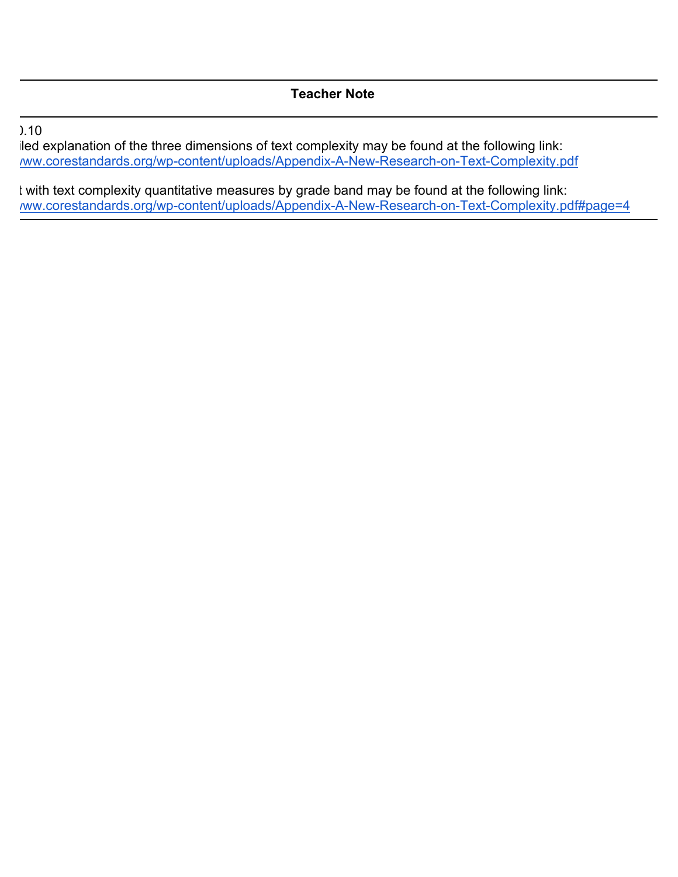| Teacher Note |
| --- |
| ).10<br>iled explanation of the three dimensions of text complexity may be found at the following link:<br>/ww.corestandards.org/wp-content/uploads/Appendix-A-New-Research-on-Text-Complexity.pdf<br><br>t with text complexity quantitative measures by grade band may be found at the following link:<br>/ww.corestandards.org/wp-content/uploads/Appendix-A-New-Research-on-Text-Complexity.pdf#page=4 |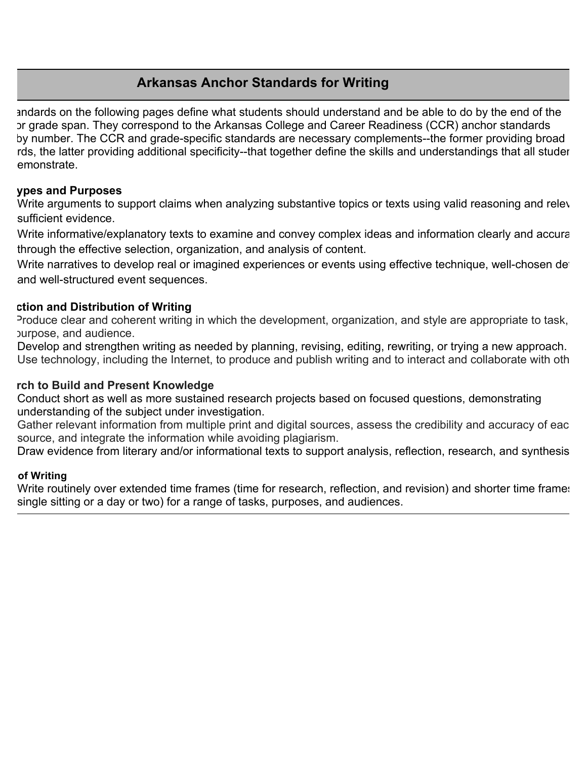## Arkansas Anchor Standards for Writing

andards on the following pages define what students should understand and be able to do by the end of the or grade span. They correspond to the Arkansas College and Career Readiness (CCR) anchor standards by number. The CCR and grade-specific standards are necessary complements--the former providing broad rds, the latter providing additional specificity--that together define the skills and understandings that all studer emonstrate.

**ypes and Purposes**

Write arguments to support claims when analyzing substantive topics or texts using valid reasoning and relev sufficient evidence.

Write informative/explanatory texts to examine and convey complex ideas and information clearly and accura through the effective selection, organization, and analysis of content.

Write narratives to develop real or imagined experiences or events using effective technique, well-chosen de and well-structured event sequences.

**ction and Distribution of Writing**

Produce clear and coherent writing in which the development, organization, and style are appropriate to task, purpose, and audience.

Develop and strengthen writing as needed by planning, revising, editing, rewriting, or trying a new approach.

Use technology, including the Internet, to produce and publish writing and to interact and collaborate with oth

**rch to Build and Present Knowledge**

Conduct short as well as more sustained research projects based on focused questions, demonstrating understanding of the subject under investigation.

Gather relevant information from multiple print and digital sources, assess the credibility and accuracy of eac source, and integrate the information while avoiding plagiarism.

Draw evidence from literary and/or informational texts to support analysis, reflection, research, and synthesis

**of Writing**

Write routinely over extended time frames (time for research, reflection, and revision) and shorter time frames single sitting or a day or two) for a range of tasks, purposes, and audiences.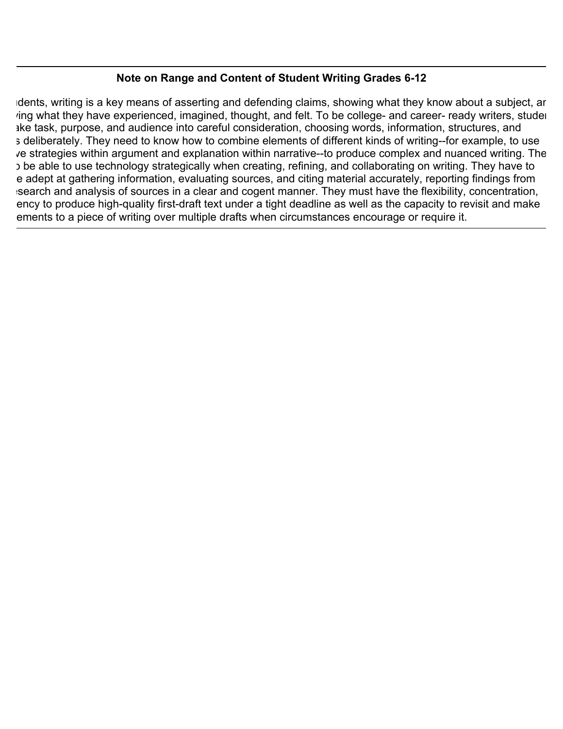## Note on Range and Content of Student Writing Grades 6-12

udents, writing is a key means of asserting and defending claims, showing what they know about a subject, ar ving what they have experienced, imagined, thought, and felt. To be college- and career- ready writers, studen ake task, purpose, and audience into careful consideration, choosing words, information, structures, and s deliberately. They need to know how to combine elements of different kinds of writing--for example, to use ve strategies within argument and explanation within narrative--to produce complex and nuanced writing. The o be able to use technology strategically when creating, refining, and collaborating on writing. They have to e adept at gathering information, evaluating sources, and citing material accurately, reporting findings from esearch and analysis of sources in a clear and cogent manner. They must have the flexibility, concentration, ency to produce high-quality first-draft text under a tight deadline as well as the capacity to revisit and make ements to a piece of writing over multiple drafts when circumstances encourage or require it.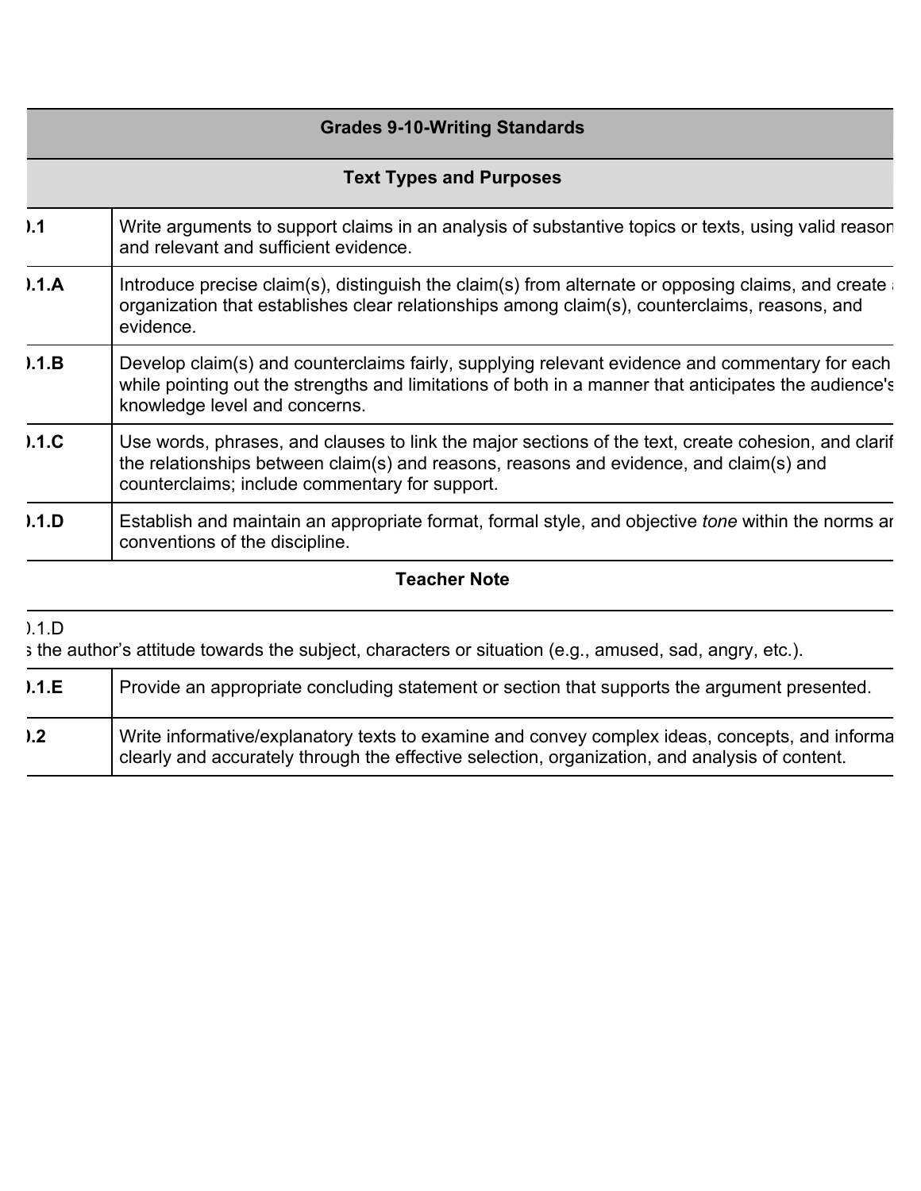| Grades 9-10-Writing Standards | |
|---|---|
| **Text Types and Purposes** | |
| ).1 | Write arguments to support claims in an analysis of substantive topics or texts, using valid reason and relevant and sufficient evidence. |
| ).1.A | Introduce precise claim(s), distinguish the claim(s) from alternate or opposing claims, and create a organization that establishes clear relationships among claim(s), counterclaims, reasons, and evidence. |
| ).1.B | Develop claim(s) and counterclaims fairly, supplying relevant evidence and commentary for each while pointing out the strengths and limitations of both in a manner that anticipates the audience's knowledge level and concerns. |
| ).1.C | Use words, phrases, and clauses to link the major sections of the text, create cohesion, and clarif the relationships between claim(s) and reasons, reasons and evidence, and claim(s) and counterclaims; include commentary for support. |
| ).1.D | Establish and maintain an appropriate format, formal style, and objective *tone* within the norms ar conventions of the discipline. |
| **Teacher Note** | |
| ).1.D<br>s the author's attitude towards the subject, characters or situation (e.g., amused, sad, angry, etc.). | |
| ).1.E | Provide an appropriate concluding statement or section that supports the argument presented. |
| ).2 | Write informative/explanatory texts to examine and convey complex ideas, concepts, and informa clearly and accurately through the effective selection, organization, and analysis of content. |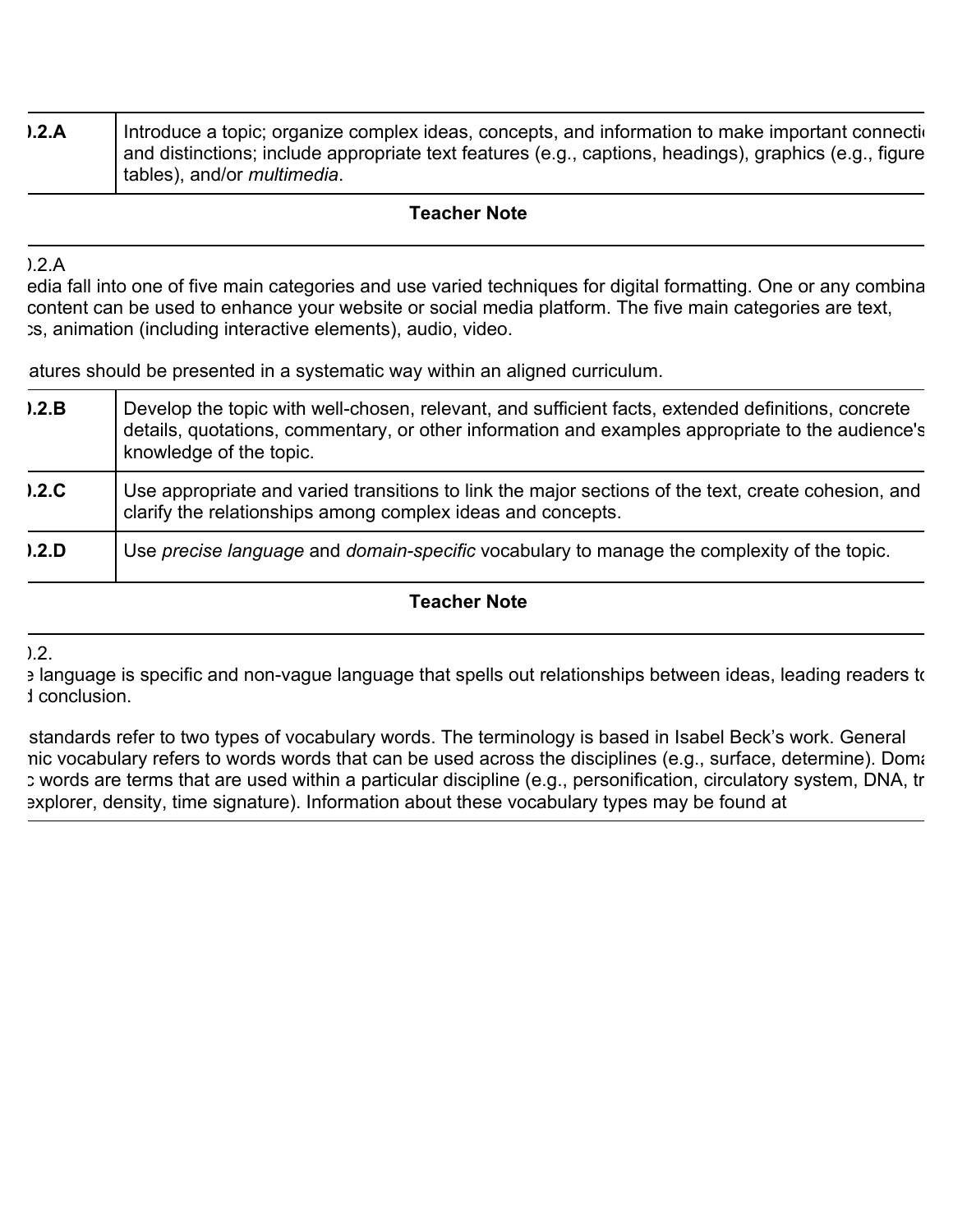| ).2.A | Introduce a topic; organize complex ideas, concepts, and information to make important connecti and distinctions; include appropriate text features (e.g., captions, headings), graphics (e.g., figure tables), and/or *multimedia*. |
|---|---|

**Teacher Note**

).2.A
edia fall into one of five main categories and use varied techniques for digital formatting. One or any combina content can be used to enhance your website or social media platform. The five main categories are text, cs, animation (including interactive elements), audio, video.

atures should be presented in a systematic way within an aligned curriculum.

| ).2.B | Develop the topic with well-chosen, relevant, and sufficient facts, extended definitions, concrete details, quotations, commentary, or other information and examples appropriate to the audience's knowledge of the topic. |
|---|---|
| ).2.C | Use appropriate and varied transitions to link the major sections of the text, create cohesion, and clarify the relationships among complex ideas and concepts. |
| ).2.D | Use *precise language* and *domain-specific* vocabulary to manage the complexity of the topic. |

**Teacher Note**

).2.
e language is specific and non-vague language that spells out relationships between ideas, leading readers to d conclusion.

standards refer to two types of vocabulary words. The terminology is based in Isabel Beck's work. General mic vocabulary refers to words words that can be used across the disciplines (e.g., surface, determine). Doma c words are terms that are used within a particular discipline (e.g., personification, circulatory system, DNA, tr explorer, density, time signature). Information about these vocabulary types may be found at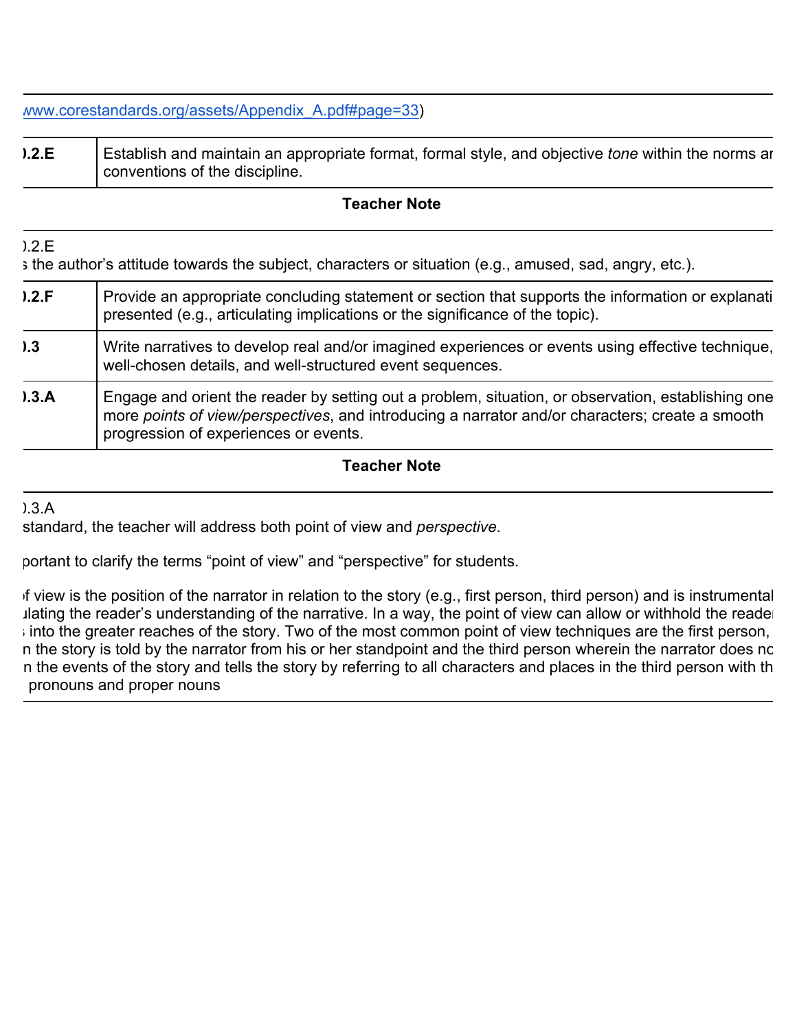www.corestandards.org/assets/Appendix_A.pdf#page=33)

| .2.E | Establish and maintain an appropriate format, formal style, and objective *tone* within the norms ar conventions of the discipline. |
|---|---|

**Teacher Note**

).2.E
s the author's attitude towards the subject, characters or situation (e.g., amused, sad, angry, etc.).

| .2.F | Provide an appropriate concluding statement or section that supports the information or explanati presented (e.g., articulating implications or the significance of the topic). |
|---|---|
| .3 | Write narratives to develop real and/or imagined experiences or events using effective technique, well-chosen details, and well-structured event sequences. |
| .3.A | Engage and orient the reader by setting out a problem, situation, or observation, establishing one more *points of view/perspectives*, and introducing a narrator and/or characters; create a smooth progression of experiences or events. |

**Teacher Note**

).3.A
standard, the teacher will address both point of view and *perspective*.

portant to clarify the terms "point of view" and "perspective" for students.

f view is the position of the narrator in relation to the story (e.g., first person, third person) and is instrumental ılating the reader's understanding of the narrative. In a way, the point of view can allow or withhold the reader into the greater reaches of the story. Two of the most common point of view techniques are the first person, n the story is told by the narrator from his or her standpoint and the third person wherein the narrator does no n the events of the story and tells the story by referring to all characters and places in the third person with th pronouns and proper nouns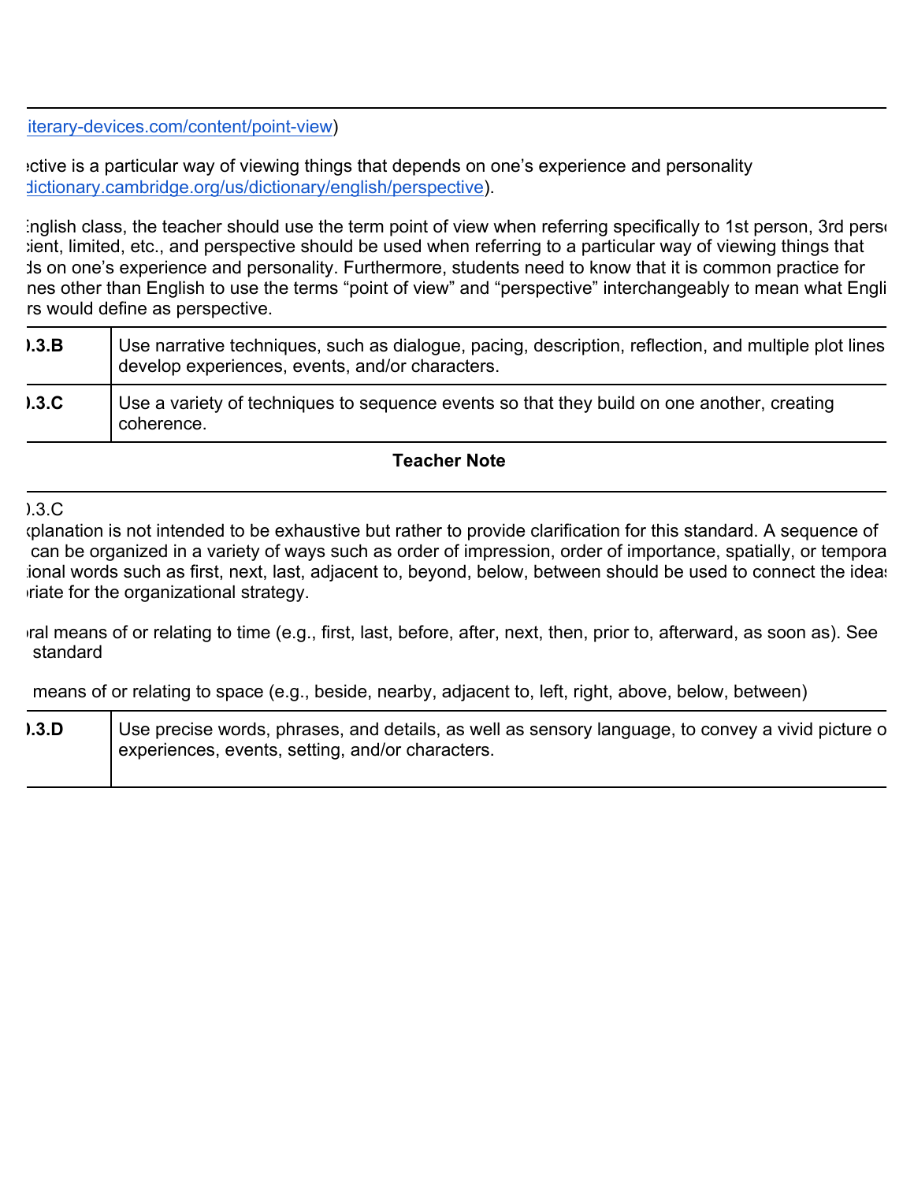iterary-devices.com/content/point-view)

ective is a particular way of viewing things that depends on one's experience and personality dictionary.cambridge.org/us/dictionary/english/perspective).

English class, the teacher should use the term point of view when referring specifically to 1st person, 3rd pers cient, limited, etc., and perspective should be used when referring to a particular way of viewing things that ds on one's experience and personality. Furthermore, students need to know that it is common practice for nes other than English to use the terms "point of view" and "perspective" interchangeably to mean what Engli rs would define as perspective.

| | |
|---|---|
| ).3.B | Use narrative techniques, such as dialogue, pacing, description, reflection, and multiple plot lines develop experiences, events, and/or characters. |
| ).3.C | Use a variety of techniques to sequence events so that they build on one another, creating coherence. |

**Teacher Note**

).3.C
xplanation is not intended to be exhaustive but rather to provide clarification for this standard. A sequence of can be organized in a variety of ways such as order of impression, order of importance, spatially, or tempora tional words such as first, next, last, adjacent to, beyond, below, between should be used to connect the ideas riate for the organizational strategy.

ral means of or relating to time (e.g., first, last, before, after, next, then, prior to, afterward, as soon as). See standard

means of or relating to space (e.g., beside, nearby, adjacent to, left, right, above, below, between)

| | |
|---|---|
| ).3.D | Use precise words, phrases, and details, as well as sensory language, to convey a vivid picture o experiences, events, setting, and/or characters. |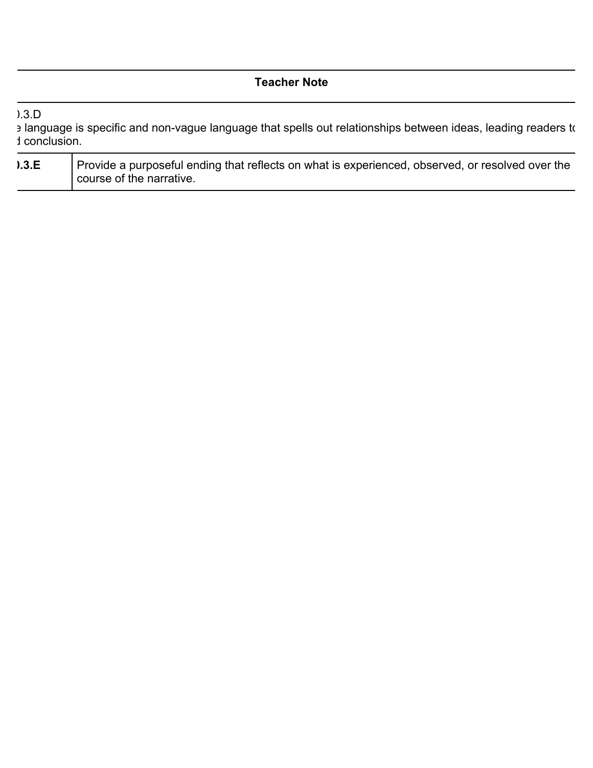| | |
|---|---|
| **Teacher Note** | |
| ).3.D<br>e language is specific and non-vague language that spells out relationships between ideas, leading readers to<br>d conclusion. | |
| **).3.E** | Provide a purposeful ending that reflects on what is experienced, observed, or resolved over the course of the narrative. |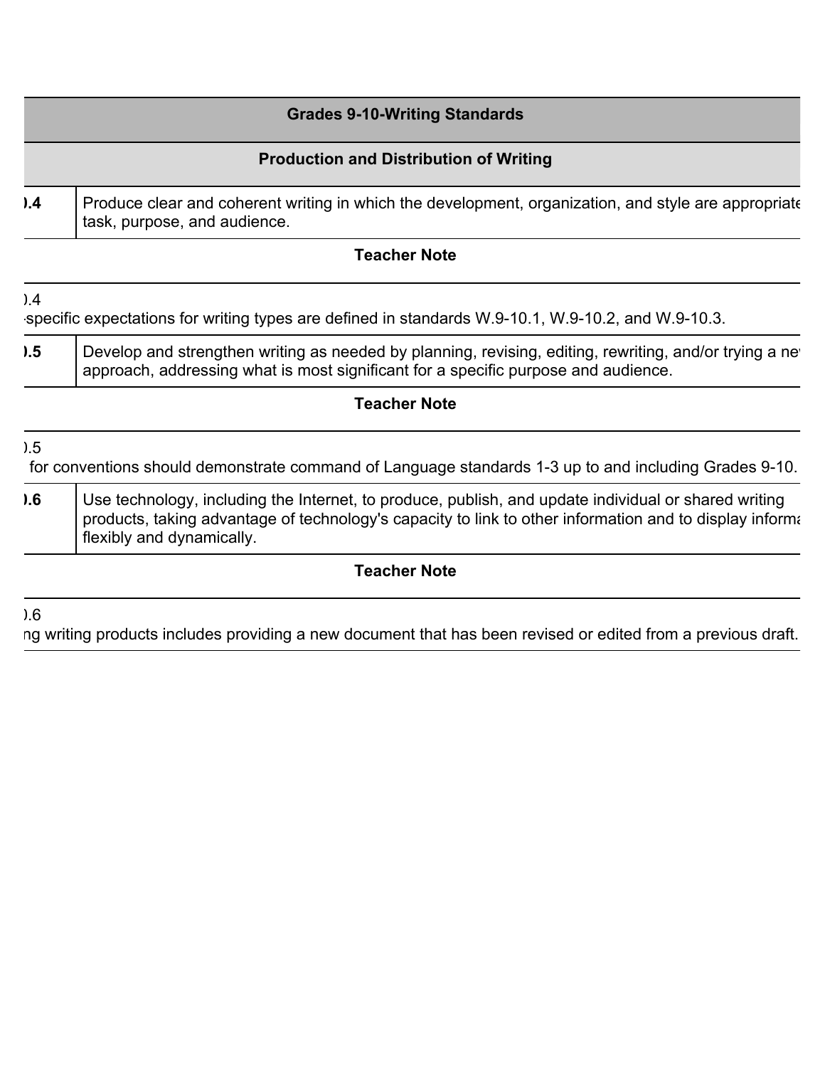| Grades 9-10-Writing Standards | |
|---|---|
| **Production and Distribution of Writing** | |
| **).4** | Produce clear and coherent writing in which the development, organization, and style are appropriate task, purpose, and audience. |
| **Teacher Note** | |
| ).4<br>-specific expectations for writing types are defined in standards W.9-10.1, W.9-10.2, and W.9-10.3. | |
| **).5** | Develop and strengthen writing as needed by planning, revising, editing, rewriting, and/or trying a nev approach, addressing what is most significant for a specific purpose and audience. |
| **Teacher Note** | |
| ).5<br>for conventions should demonstrate command of Language standards 1-3 up to and including Grades 9-10. | |
| **).6** | Use technology, including the Internet, to produce, publish, and update individual or shared writing products, taking advantage of technology's capacity to link to other information and to display informa flexibly and dynamically. |
| **Teacher Note** | |
| ).6<br>ng writing products includes providing a new document that has been revised or edited from a previous draft. | |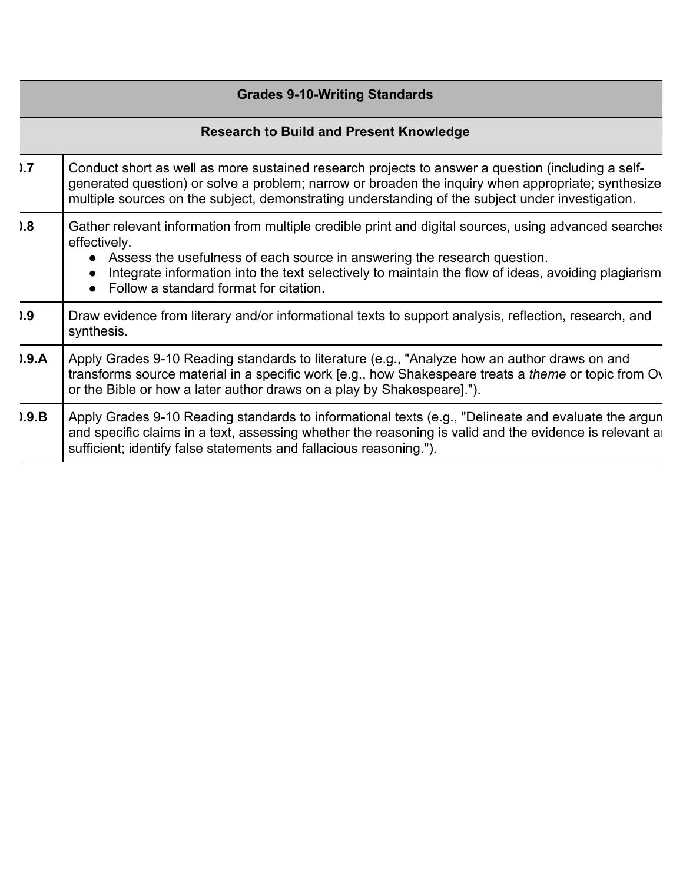| Grades 9-10-Writing Standards | |
|---|---|
| **Research to Build and Present Knowledge** | |
| ).7 | Conduct short as well as more sustained research projects to answer a question (including a self-generated question) or solve a problem; narrow or broaden the inquiry when appropriate; synthesize multiple sources on the subject, demonstrating understanding of the subject under investigation. |
| ).8 | Gather relevant information from multiple credible print and digital sources, using advanced searches effectively.<br>● Assess the usefulness of each source in answering the research question.<br>● Integrate information into the text selectively to maintain the flow of ideas, avoiding plagiarism<br>● Follow a standard format for citation. |
| ).9 | Draw evidence from literary and/or informational texts to support analysis, reflection, research, and synthesis. |
| ).9.A | Apply Grades 9-10 Reading standards to literature (e.g., "Analyze how an author draws on and transforms source material in a specific work [e.g., how Shakespeare treats a *theme* or topic from Ov or the Bible or how a later author draws on a play by Shakespeare]."). |
| ).9.B | Apply Grades 9-10 Reading standards to informational texts (e.g., "Delineate and evaluate the argum and specific claims in a text, assessing whether the reasoning is valid and the evidence is relevant ar sufficient; identify false statements and fallacious reasoning."). |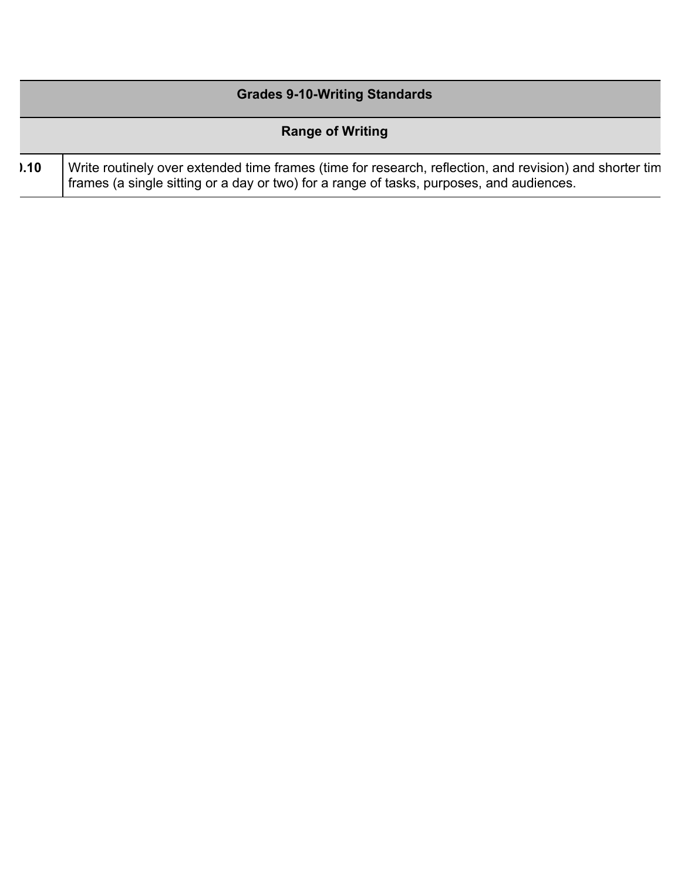| Grades 9-10-Writing Standards | |
|---|---|
| Range of Writing | |
| ).10 | Write routinely over extended time frames (time for research, reflection, and revision) and shorter tim frames (a single sitting or a day or two) for a range of tasks, purposes, and audiences. |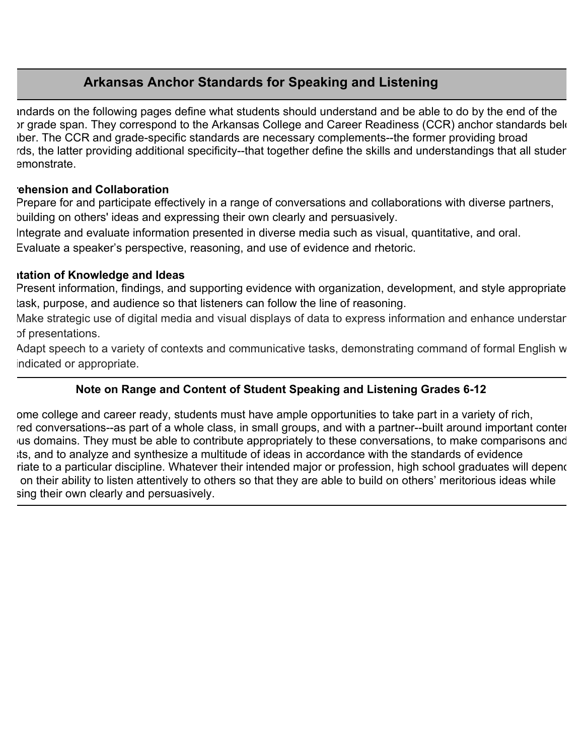## Arkansas Anchor Standards for Speaking and Listening

ındards on the following pages define what students should understand and be able to do by the end of the ɔr grade span. They correspond to the Arkansas College and Career Readiness (CCR) anchor standards belc ıber. The CCR and grade-specific standards are necessary complements--the former providing broad ırds, the latter providing additional specificity--that together define the skills and understandings that all studer emonstrate.

**ehension and Collaboration**

Prepare for and participate effectively in a range of conversations and collaborations with diverse partners, building on others' ideas and expressing their own clearly and persuasively.

Integrate and evaluate information presented in diverse media such as visual, quantitative, and oral.

Evaluate a speaker's perspective, reasoning, and use of evidence and rhetoric.

**ıtation of Knowledge and Ideas**

Present information, findings, and supporting evidence with organization, development, and style appropriate task, purpose, and audience so that listeners can follow the line of reasoning.

Make strategic use of digital media and visual displays of data to express information and enhance understar of presentations.

Adapt speech to a variety of contexts and communicative tasks, demonstrating command of formal English w indicated or appropriate.

### Note on Range and Content of Student Speaking and Listening Grades 6-12

ome college and career ready, students must have ample opportunities to take part in a variety of rich, red conversations--as part of a whole class, in small groups, and with a partner--built around important conter ıus domains. They must be able to contribute appropriately to these conversations, to make comparisons and sts, and to analyze and synthesize a multitude of ideas in accordance with the standards of evidence riate to a particular discipline. Whatever their intended major or profession, high school graduates will depenc on their ability to listen attentively to others so that they are able to build on others' meritorious ideas while sing their own clearly and persuasively.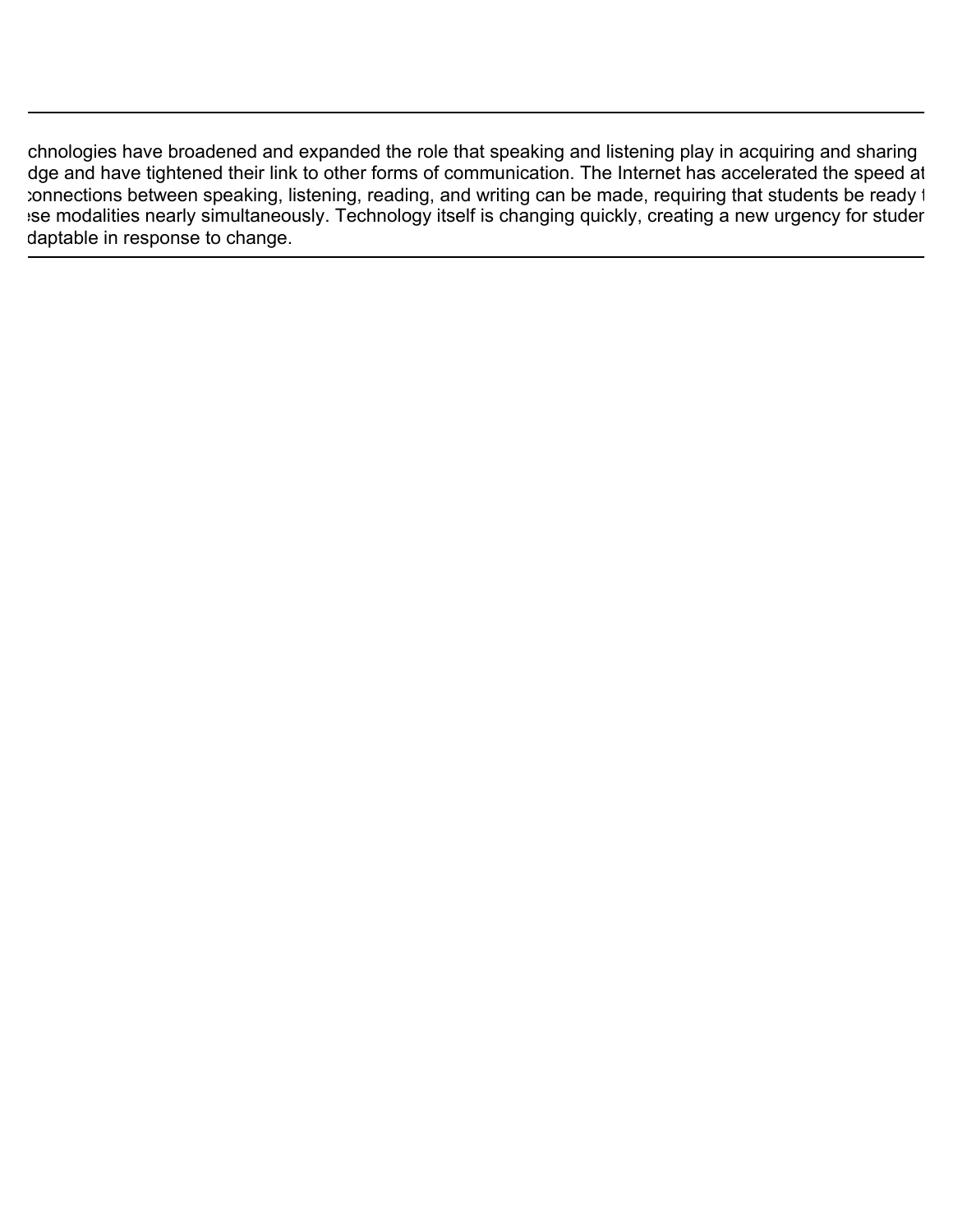chnologies have broadened and expanded the role that speaking and listening play in acquiring and sharing
dge and have tightened their link to other forms of communication. The Internet has accelerated the speed at
connections between speaking, listening, reading, and writing can be made, requiring that students be ready t
ese modalities nearly simultaneously. Technology itself is changing quickly, creating a new urgency for studen
daptable in response to change.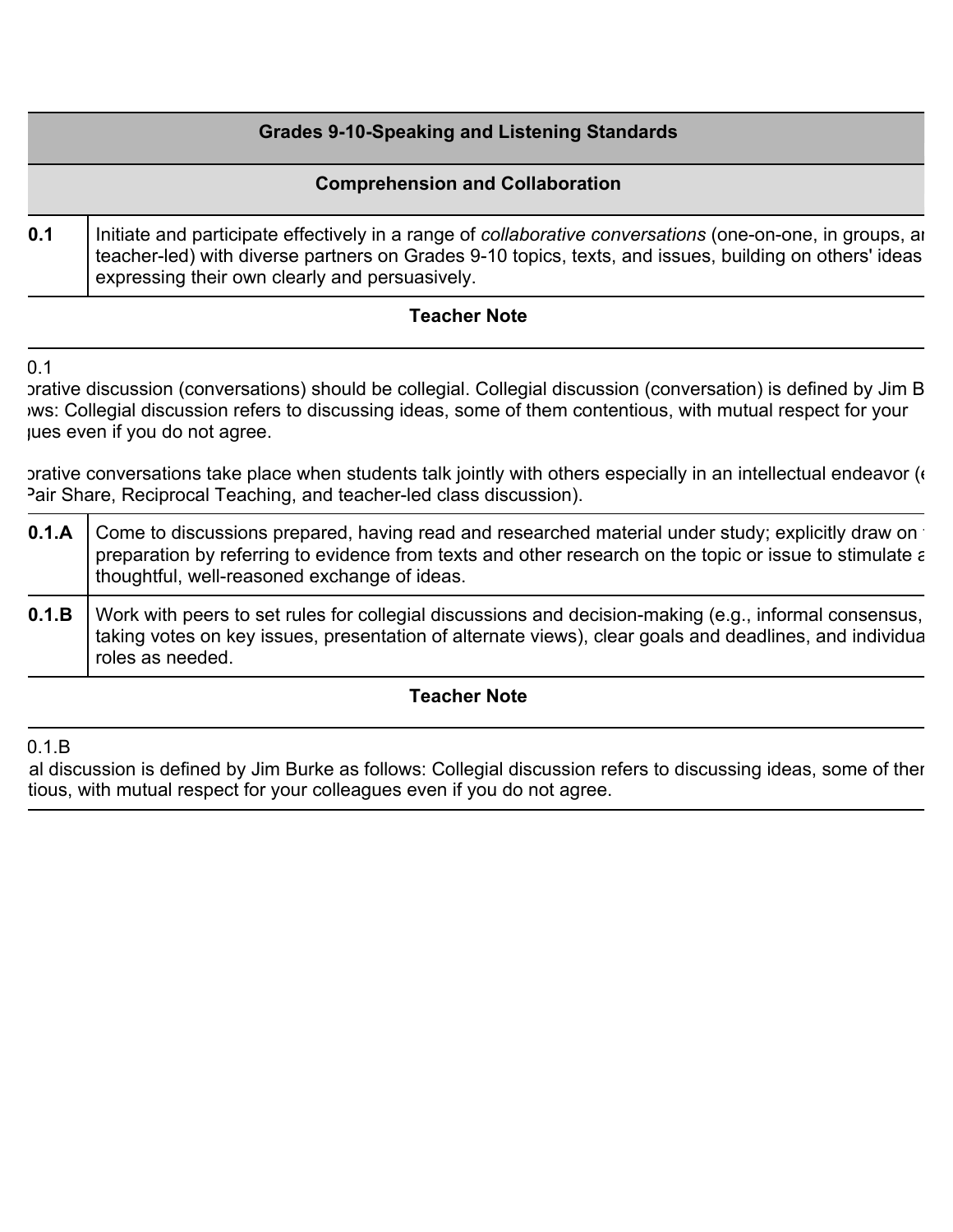| Grades 9-10-Speaking and Listening Standards | |
|---|---|
| **Comprehension and Collaboration** | |
| **0.1** | Initiate and participate effectively in a range of *collaborative conversations* (one-on-one, in groups, ar teacher-led) with diverse partners on Grades 9-10 topics, texts, and issues, building on others' ideas expressing their own clearly and persuasively. |

**Teacher Note**

0.1
›rative discussion (conversations) should be collegial. Collegial discussion (conversation) is defined by Jim B ›ws: Collegial discussion refers to discussing ideas, some of them contentious, with mutual respect for your ques even if you do not agree.

›rative conversations take place when students talk jointly with others especially in an intellectual endeavor (e Pair Share, Reciprocal Teaching, and teacher-led class discussion).

| | |
|---|---|
| **0.1.A** | Come to discussions prepared, having read and researched material under study; explicitly draw on preparation by referring to evidence from texts and other research on the topic or issue to stimulate a thoughtful, well-reasoned exchange of ideas. |
| **0.1.B** | Work with peers to set rules for collegial discussions and decision-making (e.g., informal consensus, taking votes on key issues, presentation of alternate views), clear goals and deadlines, and individua roles as needed. |

**Teacher Note**

0.1.B
al discussion is defined by Jim Burke as follows: Collegial discussion refers to discussing ideas, some of ther tious, with mutual respect for your colleagues even if you do not agree.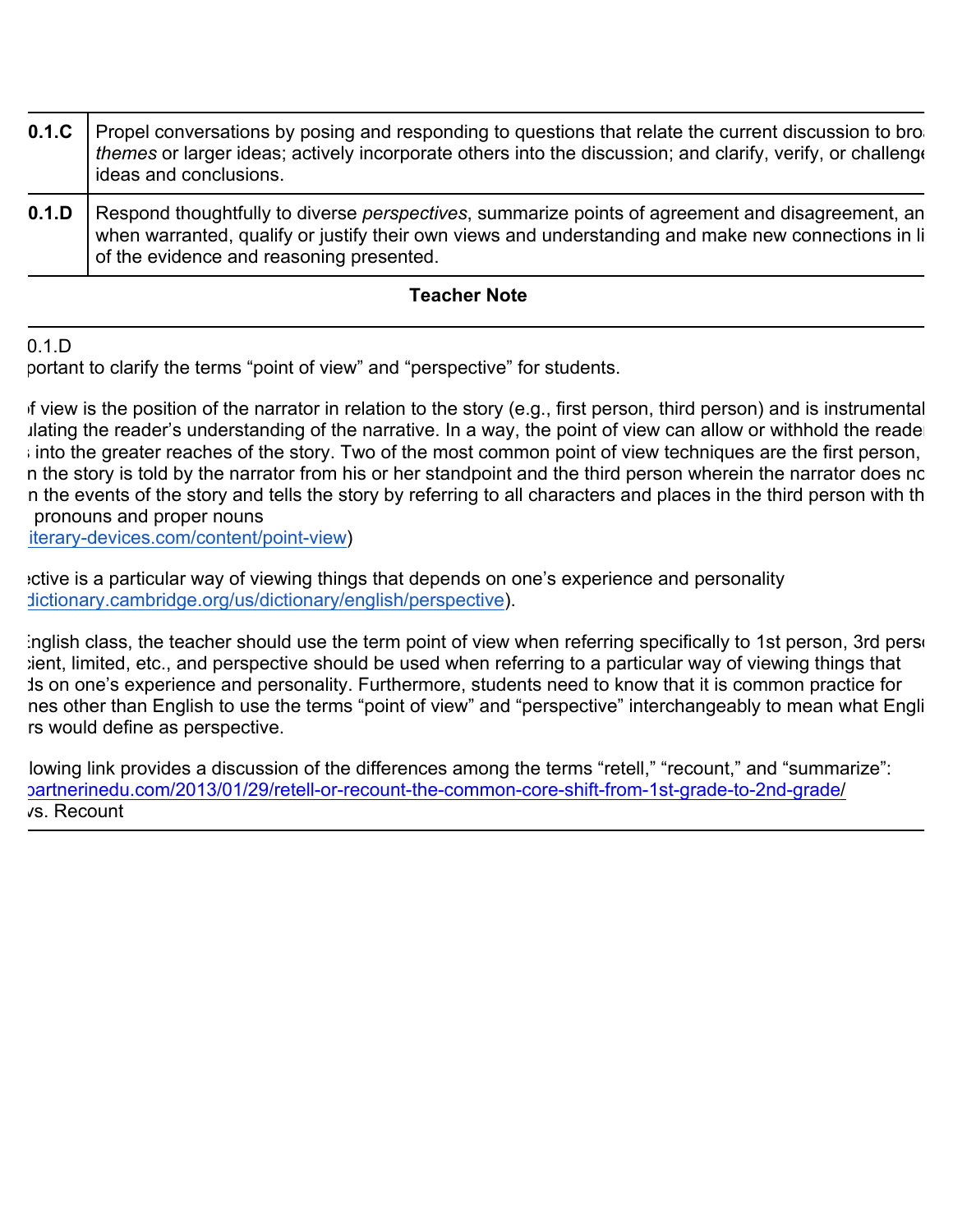| 0.1.C | Propel conversations by posing and responding to questions that relate the current discussion to bro *themes* or larger ideas; actively incorporate others into the discussion; and clarify, verify, or challenge ideas and conclusions. |
|---|---|
| 0.1.D | Respond thoughtfully to diverse *perspectives*, summarize points of agreement and disagreement, an when warranted, qualify or justify their own views and understanding and make new connections in li of the evidence and reasoning presented. |

**Teacher Note**

0.1.D
portant to clarify the terms "point of view" and "perspective" for students.

f view is the position of the narrator in relation to the story (e.g., first person, third person) and is instrumental ulating the reader's understanding of the narrative. In a way, the point of view can allow or withhold the reade into the greater reaches of the story. Two of the most common point of view techniques are the first person, n the story is told by the narrator from his or her standpoint and the third person wherein the narrator does no n the events of the story and tells the story by referring to all characters and places in the third person with th pronouns and proper nouns
iterary-devices.com/content/point-view)

ctive is a particular way of viewing things that depends on one's experience and personality
dictionary.cambridge.org/us/dictionary/english/perspective).

nglish class, the teacher should use the term point of view when referring specifically to 1st person, 3rd pers ient, limited, etc., and perspective should be used when referring to a particular way of viewing things that ds on one's experience and personality. Furthermore, students need to know that it is common practice for nes other than English to use the terms "point of view" and "perspective" interchangeably to mean what Engli rs would define as perspective.

lowing link provides a discussion of the differences among the terms "retell," "recount," and "summarize":
partnerinedu.com/2013/01/29/retell-or-recount-the-common-core-shift-from-1st-grade-to-2nd-grade/
vs. Recount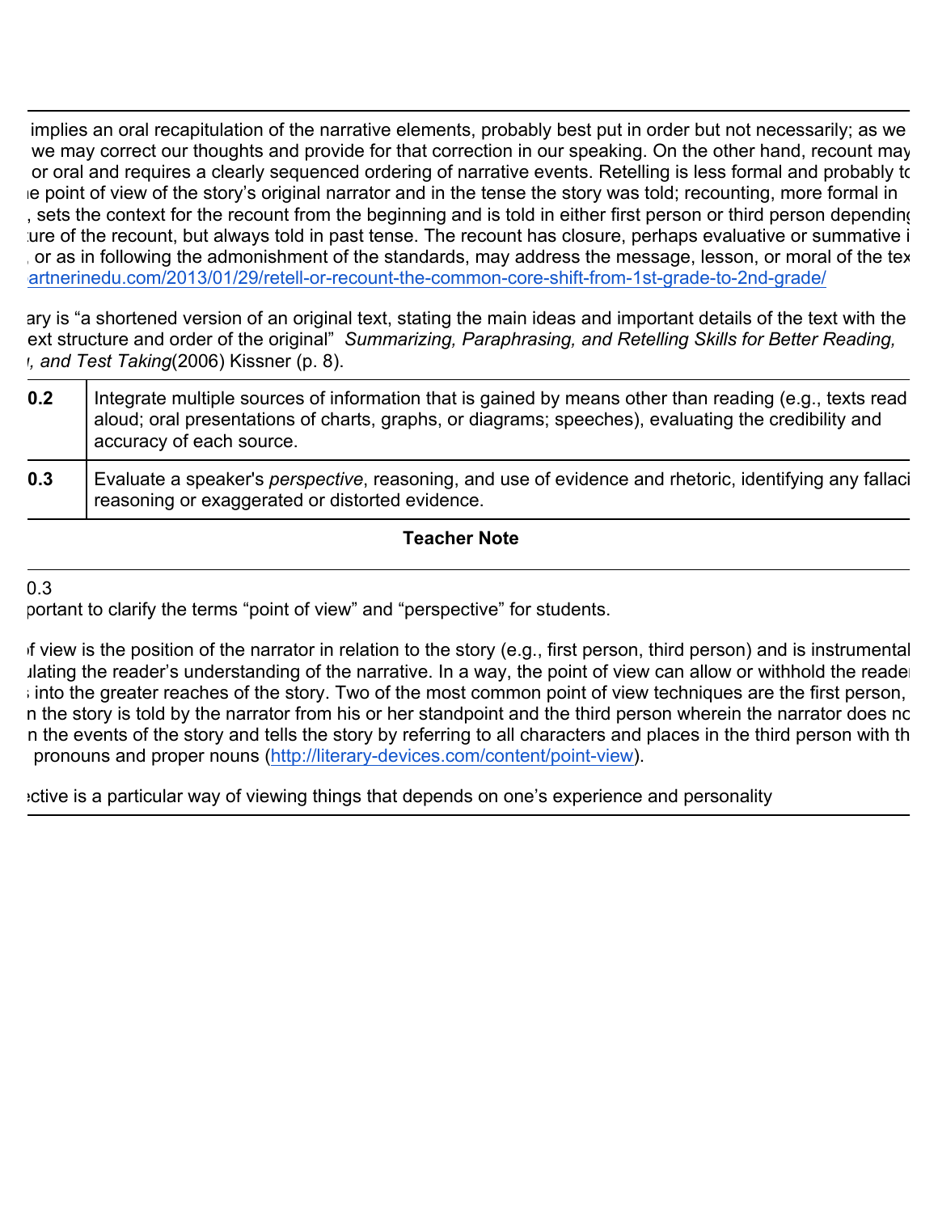implies an oral recapitulation of the narrative elements, probably best put in order but not necessarily; as we we may correct our thoughts and provide for that correction in our speaking. On the other hand, recount may or oral and requires a clearly sequenced ordering of narrative events. Retelling is less formal and probably to e point of view of the story's original narrator and in the tense the story was told; recounting, more formal in , sets the context for the recount from the beginning and is told in either first person or third person depending ure of the recount, but always told in past tense. The recount has closure, perhaps evaluative or summative i or as in following the admonishment of the standards, may address the message, lesson, or moral of the tex artnerinedu.com/2013/01/29/retell-or-recount-the-common-core-shift-from-1st-grade-to-2nd-grade/

ary is "a shortened version of an original text, stating the main ideas and important details of the text with the ext structure and order of the original" *Summarizing, Paraphrasing, and Retelling Skills for Better Reading, , and Test Taking*(2006) Kissner (p. 8).

| | |
|---|---|
| **0.2** | Integrate multiple sources of information that is gained by means other than reading (e.g., texts read aloud; oral presentations of charts, graphs, or diagrams; speeches), evaluating the credibility and accuracy of each source. |
| **0.3** | Evaluate a speaker's *perspective*, reasoning, and use of evidence and rhetoric, identifying any fallaci reasoning or exaggerated or distorted evidence. |

**Teacher Note**

0.3
portant to clarify the terms "point of view" and "perspective" for students.

f view is the position of the narrator in relation to the story (e.g., first person, third person) and is instrumental ulating the reader's understanding of the narrative. In a way, the point of view can allow or withhold the reader into the greater reaches of the story. Two of the most common point of view techniques are the first person, n the story is told by the narrator from his or her standpoint and the third person wherein the narrator does no n the events of the story and tells the story by referring to all characters and places in the third person with th pronouns and proper nouns (http://literary-devices.com/content/point-view).

ective is a particular way of viewing things that depends on one's experience and personality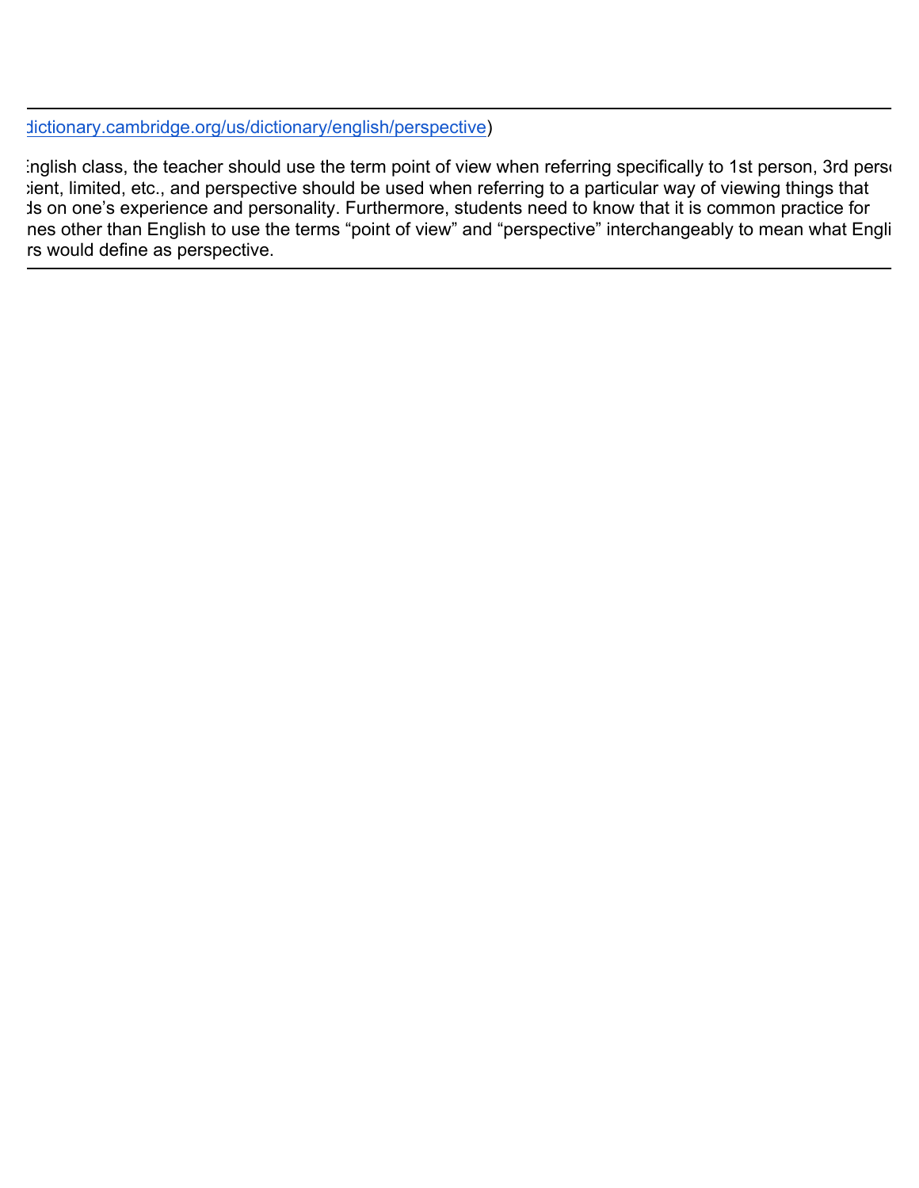dictionary.cambridge.org/us/dictionary/english/perspective)

English class, the teacher should use the term point of view when referring specifically to 1st person, 3rd perso ient, limited, etc., and perspective should be used when referring to a particular way of viewing things that ds on one's experience and personality. Furthermore, students need to know that it is common practice for nes other than English to use the terms "point of view" and "perspective" interchangeably to mean what Engli rs would define as perspective.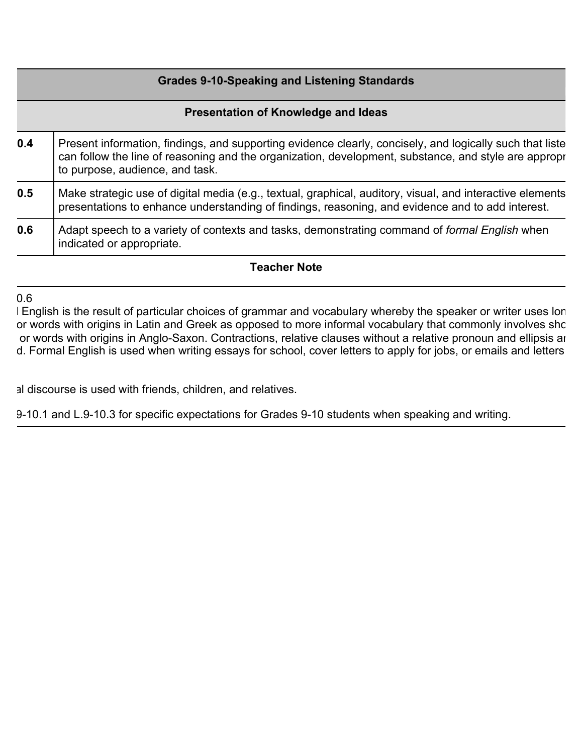| Grades 9-10-Speaking and Listening Standards | |
|---|---|
| **Presentation of Knowledge and Ideas** | |
| **0.4** | Present information, findings, and supporting evidence clearly, concisely, and logically such that liste can follow the line of reasoning and the organization, development, substance, and style are appropr to purpose, audience, and task. |
| **0.5** | Make strategic use of digital media (e.g., textual, graphical, auditory, visual, and interactive elements presentations to enhance understanding of findings, reasoning, and evidence and to add interest. |
| **0.6** | Adapt speech to a variety of contexts and tasks, demonstrating command of *formal English* when indicated or appropriate. |

**Teacher Note**

0.6
l English is the result of particular choices of grammar and vocabulary whereby the speaker or writer uses lon or words with origins in Latin and Greek as opposed to more informal vocabulary that commonly involves sho or words with origins in Anglo-Saxon. Contractions, relative clauses without a relative pronoun and ellipsis ar d. Formal English is used when writing essays for school, cover letters to apply for jobs, or emails and letters

al discourse is used with friends, children, and relatives.

9-10.1 and L.9-10.3 for specific expectations for Grades 9-10 students when speaking and writing.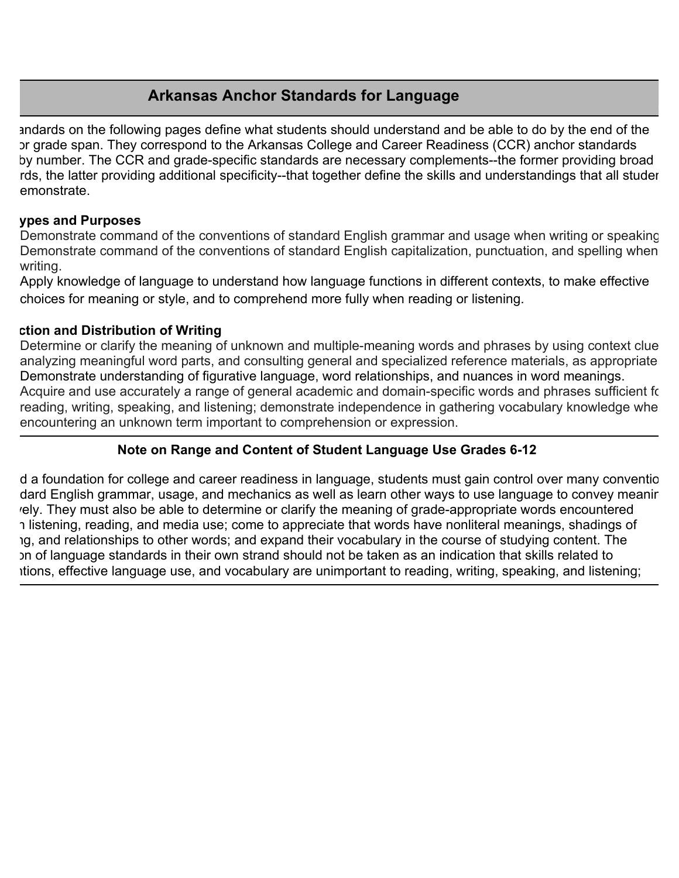## Arkansas Anchor Standards for Language

andards on the following pages define what students should understand and be able to do by the end of the or grade span. They correspond to the Arkansas College and Career Readiness (CCR) anchor standards by number. The CCR and grade-specific standards are necessary complements--the former providing broad rds, the latter providing additional specificity--that together define the skills and understandings that all studen emonstrate.

**ypes and Purposes**

Demonstrate command of the conventions of standard English grammar and usage when writing or speaking
Demonstrate command of the conventions of standard English capitalization, punctuation, and spelling when writing.
Apply knowledge of language to understand how language functions in different contexts, to make effective choices for meaning or style, and to comprehend more fully when reading or listening.

**ction and Distribution of Writing**

Determine or clarify the meaning of unknown and multiple-meaning words and phrases by using context clue analyzing meaningful word parts, and consulting general and specialized reference materials, as appropriate
Demonstrate understanding of figurative language, word relationships, and nuances in word meanings.
Acquire and use accurately a range of general academic and domain-specific words and phrases sufficient fo reading, writing, speaking, and listening; demonstrate independence in gathering vocabulary knowledge whe encountering an unknown term important to comprehension or expression.

### Note on Range and Content of Student Language Use Grades 6-12

d a foundation for college and career readiness in language, students must gain control over many conventio dard English grammar, usage, and mechanics as well as learn other ways to use language to convey meanir vely. They must also be able to determine or clarify the meaning of grade-appropriate words encountered n listening, reading, and media use; come to appreciate that words have nonliteral meanings, shadings of ng, and relationships to other words; and expand their vocabulary in the course of studying content. The on of language standards in their own strand should not be taken as an indication that skills related to ntions, effective language use, and vocabulary are unimportant to reading, writing, speaking, and listening;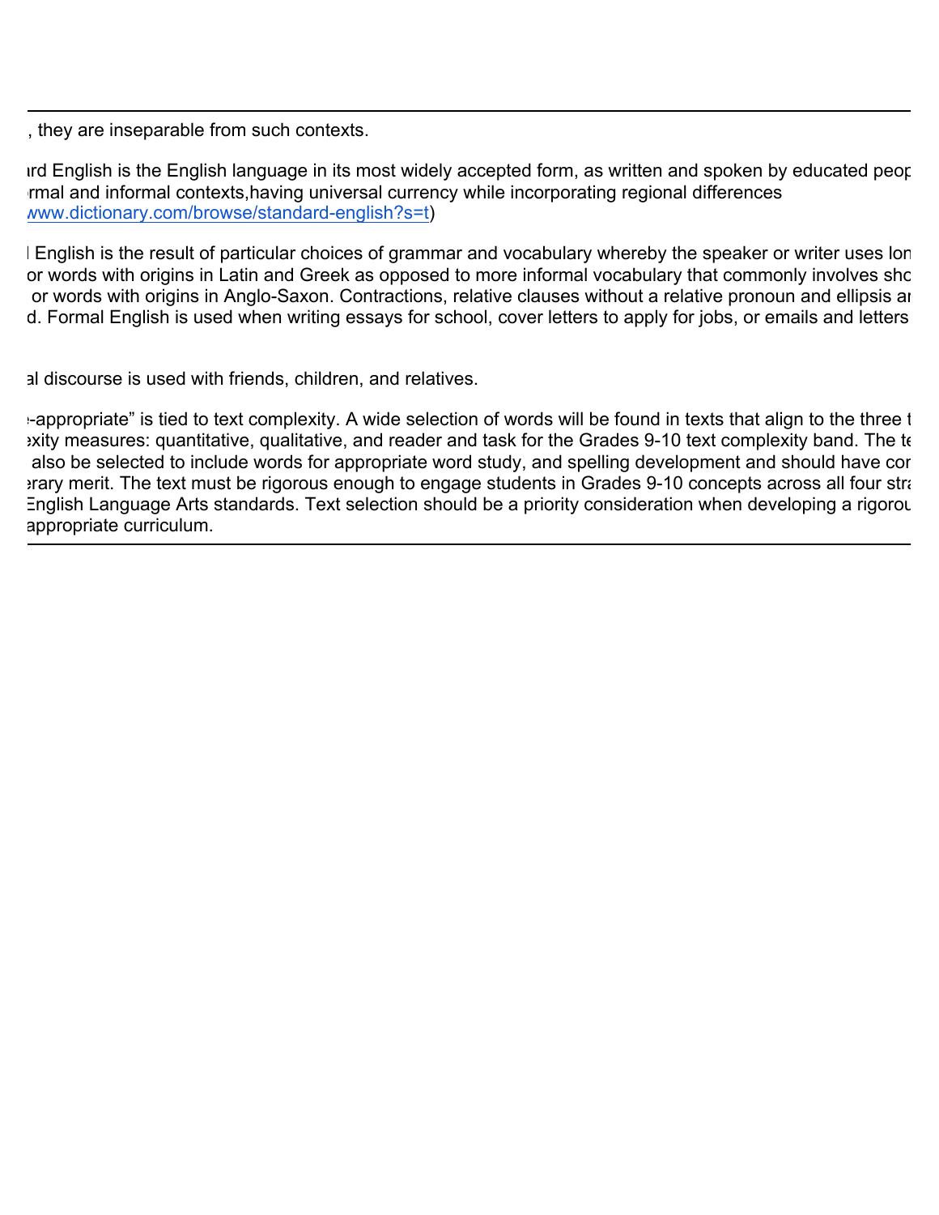, they are inseparable from such contexts.

ard English is the English language in its most widely accepted form, as written and spoken by educated peop
rmal and informal contexts,having universal currency while incorporating regional differences
www.dictionary.com/browse/standard-english?s=t)

l English is the result of particular choices of grammar and vocabulary whereby the speaker or writer uses lon
or words with origins in Latin and Greek as opposed to more informal vocabulary that commonly involves sho
or words with origins in Anglo-Saxon. Contractions, relative clauses without a relative pronoun and ellipsis ar
d. Formal English is used when writing essays for school, cover letters to apply for jobs, or emails and letters

al discourse is used with friends, children, and relatives.

-appropriate" is tied to text complexity. A wide selection of words will be found in texts that align to the three t
exity measures: quantitative, qualitative, and reader and task for the Grades 9-10 text complexity band. The te
also be selected to include words for appropriate word study, and spelling development and should have cor
erary merit. The text must be rigorous enough to engage students in Grades 9-10 concepts across all four stra
English Language Arts standards. Text selection should be a priority consideration when developing a rigorou
appropriate curriculum.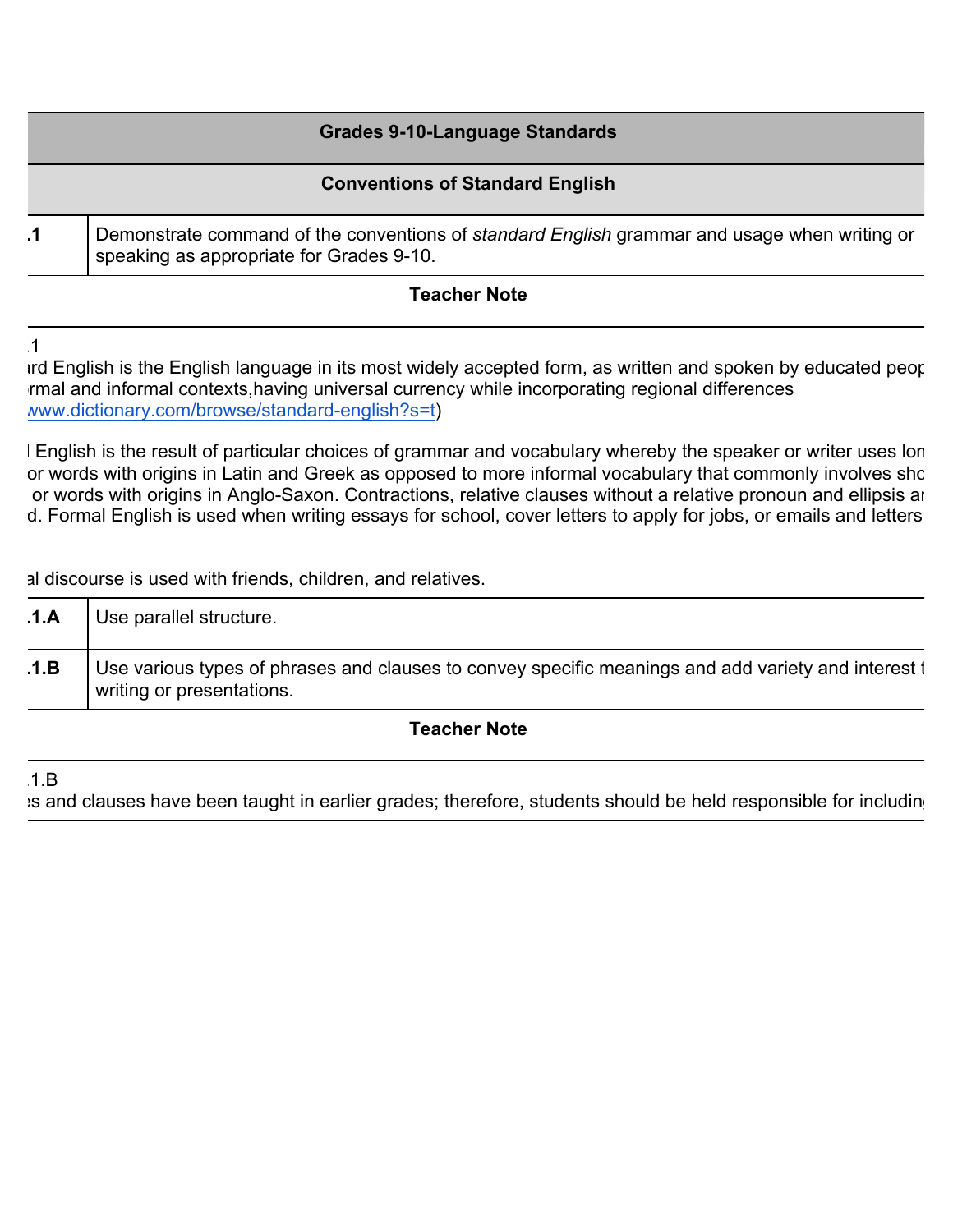| Grades 9-10-Language Standards | |
|---|---|
| **Conventions of Standard English** | |
| .1 | Demonstrate command of the conventions of *standard English* grammar and usage when writing or speaking as appropriate for Grades 9-10. |
| **Teacher Note** | |

.1
ırd English is the English language in its most widely accepted form, as written and spoken by educated peop
ırmal and informal contexts,having universal currency while incorporating regional differences
ıwww.dictionary.com/browse/standard-english?s=t)

l English is the result of particular choices of grammar and vocabulary whereby the speaker or writer uses lon
or words with origins in Latin and Greek as opposed to more informal vocabulary that commonly involves sho
or words with origins in Anglo-Saxon. Contractions, relative clauses without a relative pronoun and ellipsis aı
d. Formal English is used when writing essays for school, cover letters to apply for jobs, or emails and letters

al discourse is used with friends, children, and relatives.

| | |
|---|---|
| .1.A | Use parallel structure. |
| .1.B | Use various types of phrases and clauses to convey specific meanings and add variety and interest t writing or presentations. |
| **Teacher Note** | |

.1.B
ıs and clauses have been taught in earlier grades; therefore, students should be held responsible for includin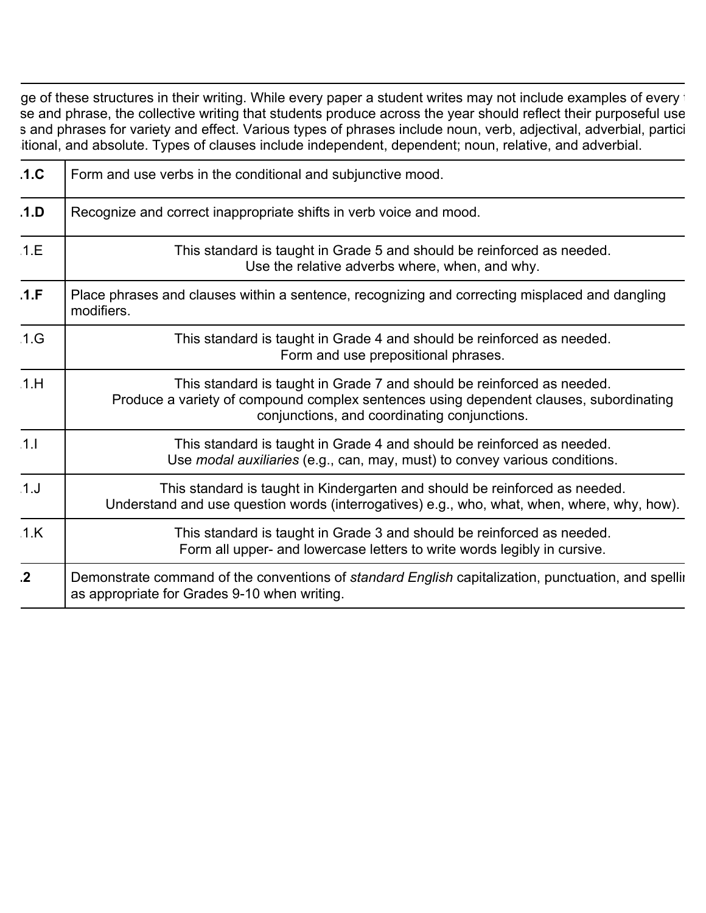ge of these structures in their writing. While every paper a student writes may not include examples of every t se and phrase, the collective writing that students produce across the year should reflect their purposeful use s and phrases for variety and effect. Various types of phrases include noun, verb, adjectival, adverbial, partici itional, and absolute. Types of clauses include independent, dependent; noun, relative, and adverbial.

| | |
|---|---|
| **.1.C** | Form and use verbs in the conditional and subjunctive mood. |
| **.1.D** | Recognize and correct inappropriate shifts in verb voice and mood. |
| .1.E | This standard is taught in Grade 5 and should be reinforced as needed. Use the relative adverbs where, when, and why. |
| **.1.F** | Place phrases and clauses within a sentence, recognizing and correcting misplaced and dangling modifiers. |
| .1.G | This standard is taught in Grade 4 and should be reinforced as needed. Form and use prepositional phrases. |
| .1.H | This standard is taught in Grade 7 and should be reinforced as needed. Produce a variety of compound complex sentences using dependent clauses, subordinating conjunctions, and coordinating conjunctions. |
| .1.I | This standard is taught in Grade 4 and should be reinforced as needed. Use *modal auxiliaries* (e.g., can, may, must) to convey various conditions. |
| .1.J | This standard is taught in Kindergarten and should be reinforced as needed. Understand and use question words (interrogatives) e.g., who, what, when, where, why, how). |
| .1.K | This standard is taught in Grade 3 and should be reinforced as needed. Form all upper- and lowercase letters to write words legibly in cursive. |
| **.2** | Demonstrate command of the conventions of *standard English* capitalization, punctuation, and spellir as appropriate for Grades 9-10 when writing. |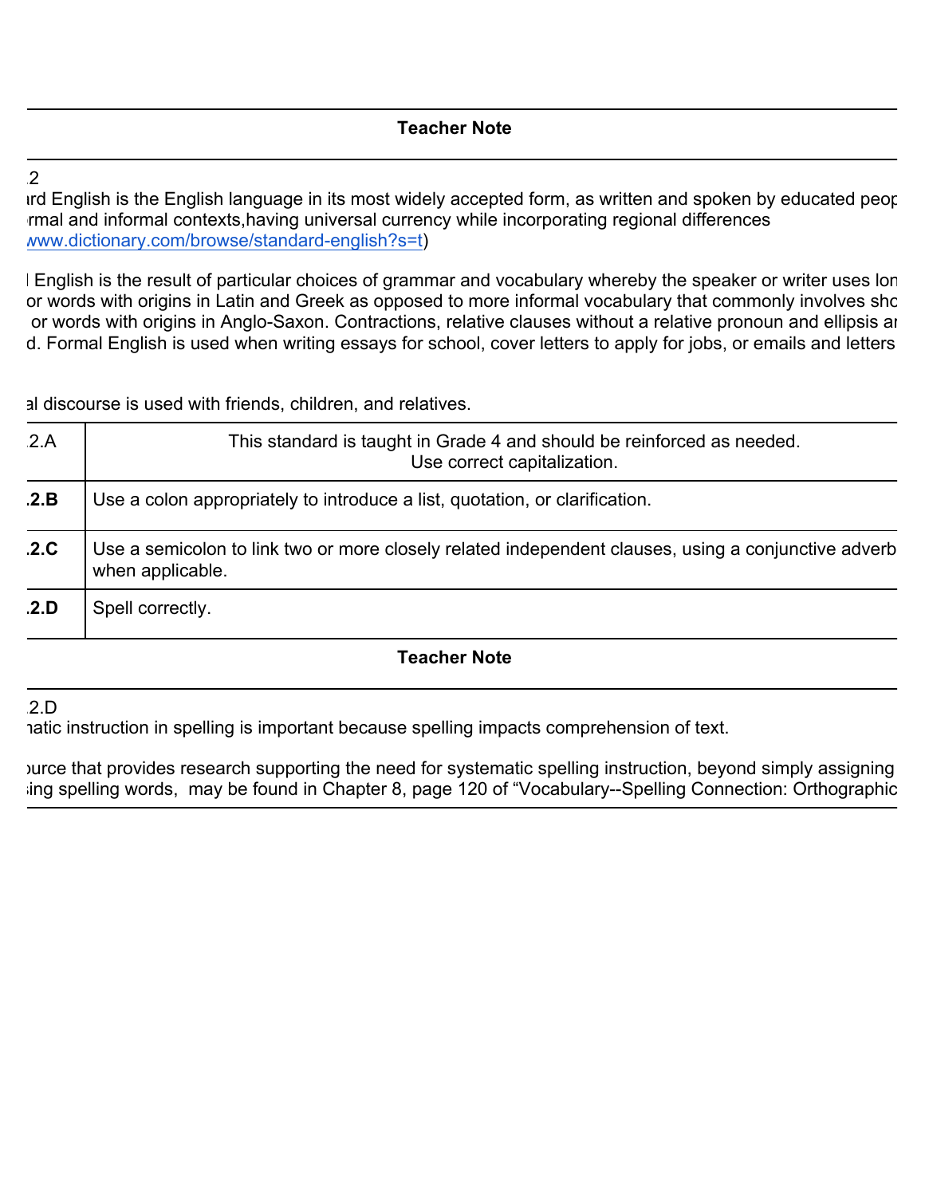### Teacher Note

.2
ırd English is the English language in its most widely accepted form, as written and spoken by educated peop
ırmal and informal contexts,having universal currency while incorporating regional differences
(www.dictionary.com/browse/standard-english?s=t)

l English is the result of particular choices of grammar and vocabulary whereby the speaker or writer uses lon
or words with origins in Latin and Greek as opposed to more informal vocabulary that commonly involves sho
or words with origins in Anglo-Saxon. Contractions, relative clauses without a relative pronoun and ellipsis aı
d. Formal English is used when writing essays for school, cover letters to apply for jobs, or emails and letters

al discourse is used with friends, children, and relatives.

| | |
|---|---|
| .2.A | This standard is taught in Grade 4 and should be reinforced as needed.<br>Use correct capitalization. |
| **.2.B** | Use a colon appropriately to introduce a list, quotation, or clarification. |
| **.2.C** | Use a semicolon to link two or more closely related independent clauses, using a conjunctive adverb when applicable. |
| **.2.D** | Spell correctly. |

### Teacher Note

.2.D
ıatic instruction in spelling is important because spelling impacts comprehension of text.

ource that provides research supporting the need for systematic spelling instruction, beyond simply assigning
ing spelling words, may be found in Chapter 8, page 120 of "Vocabulary--Spelling Connection: Orthographic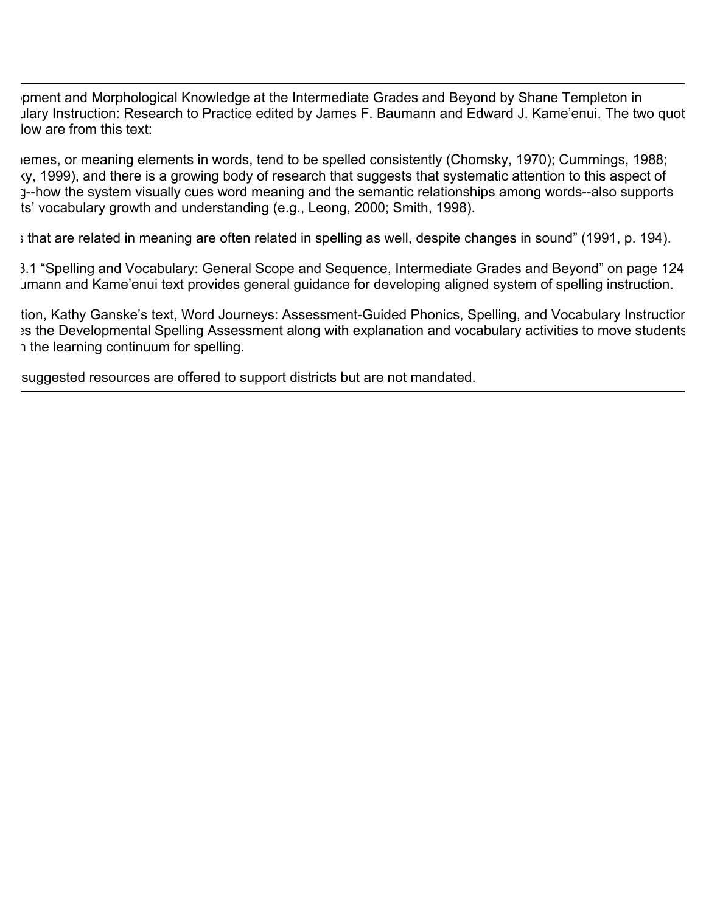ɪpment and Morphological Knowledge at the Intermediate Grades and Beyond by Shane Templeton in ulary Instruction: Research to Practice edited by James F. Baumann and Edward J. Kame'enui. The two quot low are from this text:

ıemes, or meaning elements in words, tend to be spelled consistently (Chomsky, 1970); Cummings, 1988; ky, 1999), and there is a growing body of research that suggests that systematic attention to this aspect of g--how the system visually cues word meaning and the semantic relationships among words--also supports ts' vocabulary growth and understanding (e.g., Leong, 2000; Smith, 1998).

s that are related in meaning are often related in spelling as well, despite changes in sound" (1991, p. 194).

3.1 "Spelling and Vocabulary: General Scope and Sequence, Intermediate Grades and Beyond" on page 124 umann and Kame'enui text provides general guidance for developing aligned system of spelling instruction.

tion, Kathy Ganske's text, Word Journeys: Assessment-Guided Phonics, Spelling, and Vocabulary Instructior es the Developmental Spelling Assessment along with explanation and vocabulary activities to move students n the learning continuum for spelling.

suggested resources are offered to support districts but are not mandated.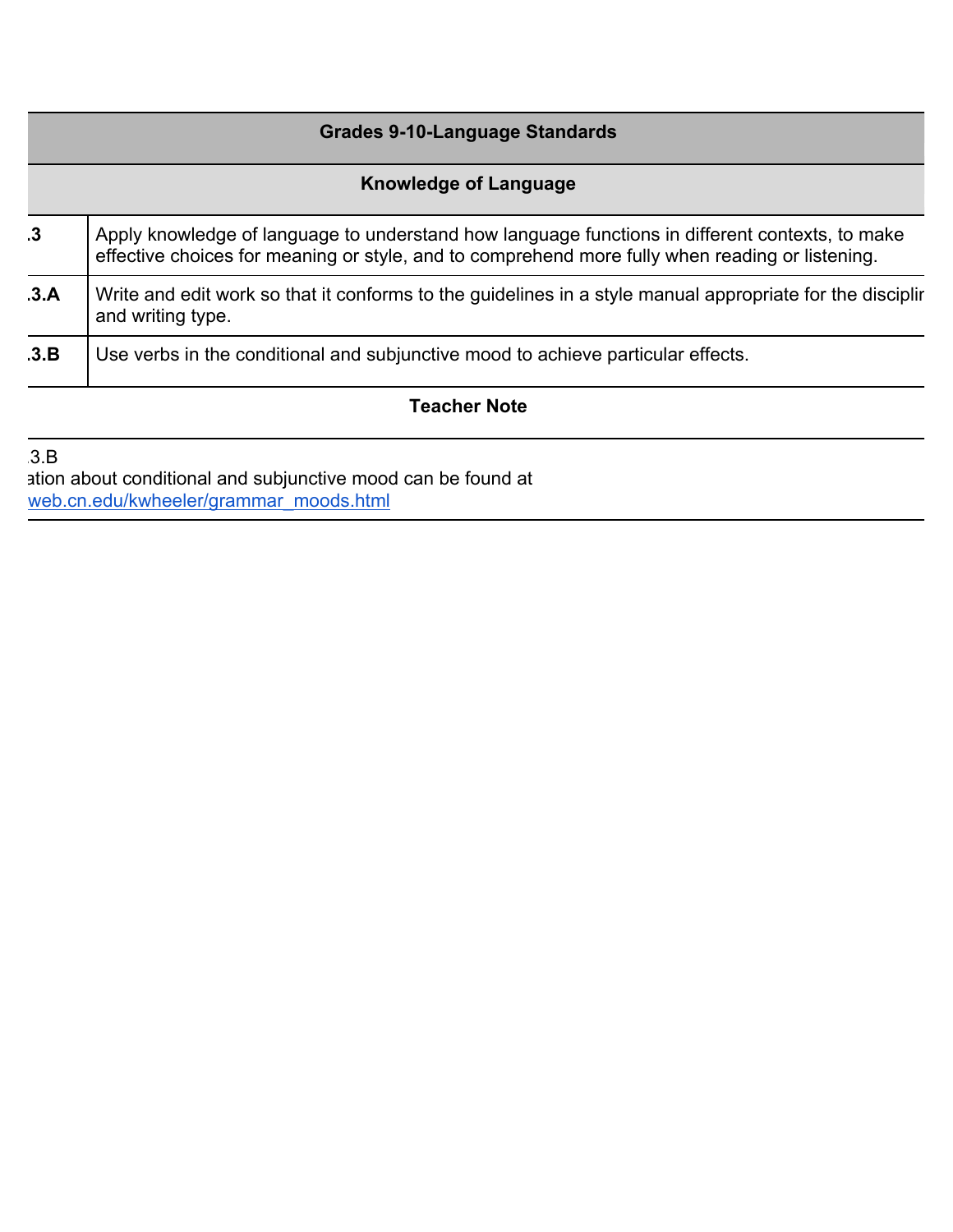| Grades 9-10-Language Standards | |
|---|---|
| **Knowledge of Language** | |
| .3 | Apply knowledge of language to understand how language functions in different contexts, to make effective choices for meaning or style, and to comprehend more fully when reading or listening. |
| .3.A | Write and edit work so that it conforms to the guidelines in a style manual appropriate for the disciplir and writing type. |
| .3.B | Use verbs in the conditional and subjunctive mood to achieve particular effects. |

**Teacher Note**

.3.B
ation about conditional and subjunctive mood can be found at
web.cn.edu/kwheeler/grammar_moods.html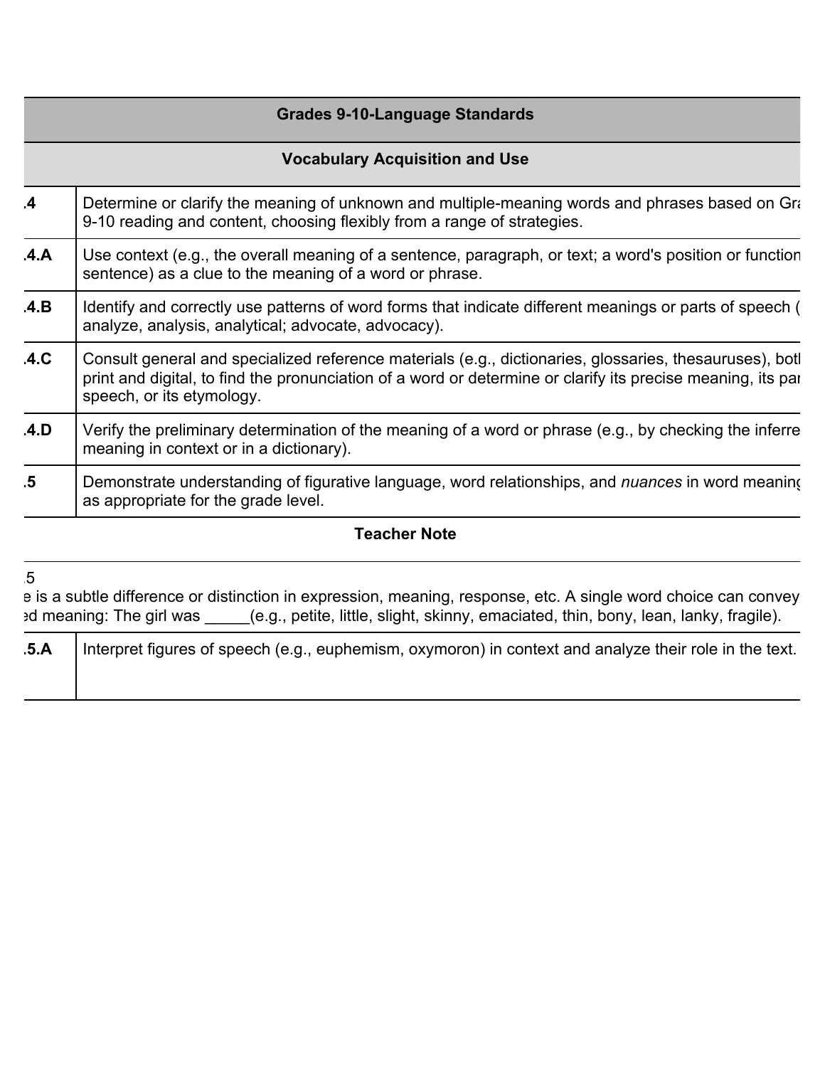| Grades 9-10-Language Standards | |
|---|---|
| **Vocabulary Acquisition and Use** | |
| .4 | Determine or clarify the meaning of unknown and multiple-meaning words and phrases based on Gra 9-10 reading and content, choosing flexibly from a range of strategies. |
| .4.A | Use context (e.g., the overall meaning of a sentence, paragraph, or text; a word's position or function sentence) as a clue to the meaning of a word or phrase. |
| .4.B | Identify and correctly use patterns of word forms that indicate different meanings or parts of speech ( analyze, analysis, analytical; advocate, advocacy). |
| .4.C | Consult general and specialized reference materials (e.g., dictionaries, glossaries, thesauruses), botl print and digital, to find the pronunciation of a word or determine or clarify its precise meaning, its par speech, or its etymology. |
| .4.D | Verify the preliminary determination of the meaning of a word or phrase (e.g., by checking the inferre meaning in context or in a dictionary). |
| .5 | Demonstrate understanding of figurative language, word relationships, and *nuances* in word meaning as appropriate for the grade level. |
| **Teacher Note** | |
| .5<br>e is a subtle difference or distinction in expression, meaning, response, etc. A single word choice can convey ed meaning: The girl was _____(e.g., petite, little, slight, skinny, emaciated, thin, bony, lean, lanky, fragile). | |
| .5.A | Interpret figures of speech (e.g., euphemism, oxymoron) in context and analyze their role in the text. |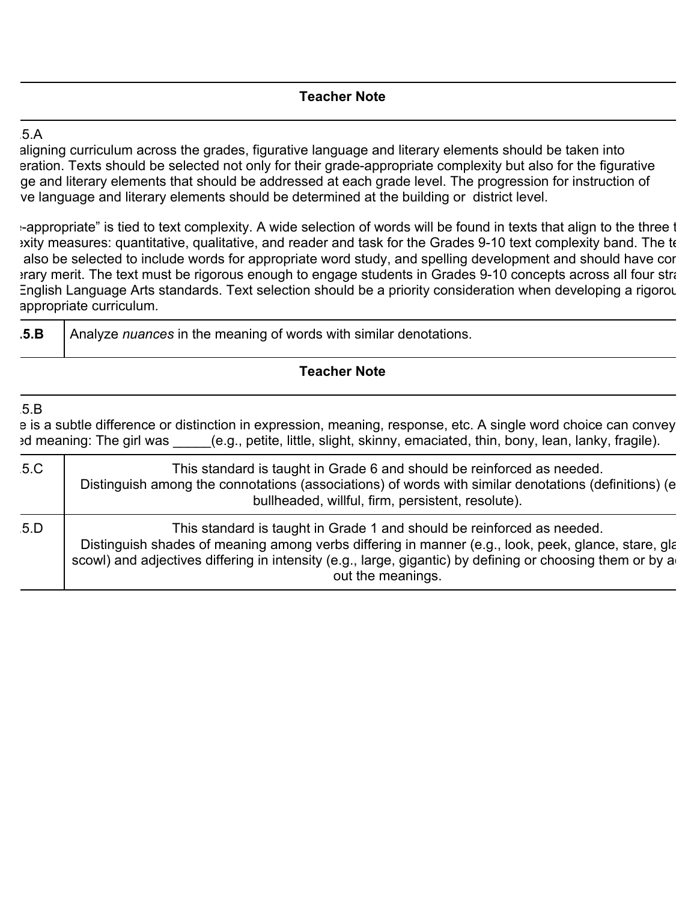**Teacher Note**

.5.A
aligning curriculum across the grades, figurative language and literary elements should be taken into eration. Texts should be selected not only for their grade-appropriate complexity but also for the figurative ge and literary elements that should be addressed at each grade level. The progression for instruction of ve language and literary elements should be determined at the building or district level.

-appropriate" is tied to text complexity. A wide selection of words will be found in texts that align to the three t exity measures: quantitative, qualitative, and reader and task for the Grades 9-10 text complexity band. The te also be selected to include words for appropriate word study, and spelling development and should have con erary merit. The text must be rigorous enough to engage students in Grades 9-10 concepts across all four stra English Language Arts standards. Text selection should be a priority consideration when developing a rigorou appropriate curriculum.

| **.5.B** | Analyze *nuances* in the meaning of words with similar denotations. |
|---|---|

**Teacher Note**

.5.B
e is a subtle difference or distinction in expression, meaning, response, etc. A single word choice can convey ed meaning: The girl was _____(e.g., petite, little, slight, skinny, emaciated, thin, bony, lean, lanky, fragile).

| .5.C | This standard is taught in Grade 6 and should be reinforced as needed. Distinguish among the connotations (associations) of words with similar denotations (definitions) (e bullheaded, willful, firm, persistent, resolute). |
|---|---|
| .5.D | This standard is taught in Grade 1 and should be reinforced as needed. Distinguish shades of meaning among verbs differing in manner (e.g., look, peek, glance, stare, gla scowl) and adjectives differing in intensity (e.g., large, gigantic) by defining or choosing them or by a out the meanings. |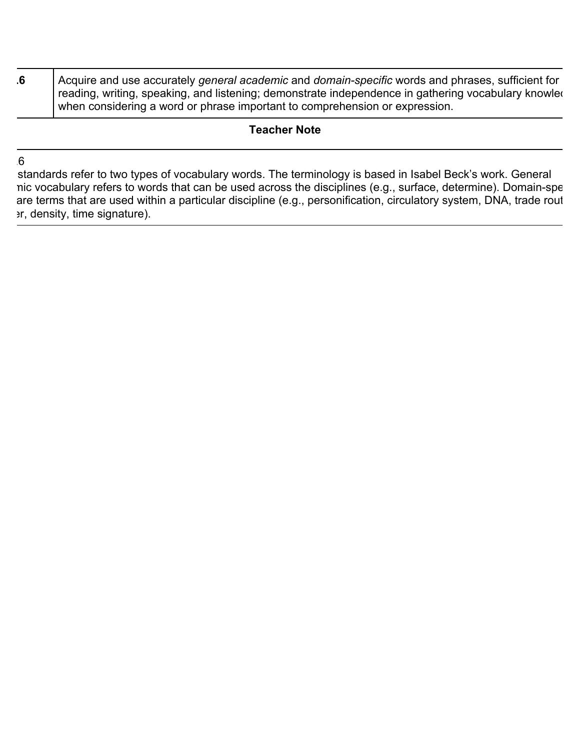| .6 | Acquire and use accurately *general academic* and *domain-specific* words and phrases, sufficient for reading, writing, speaking, and listening; demonstrate independence in gathering vocabulary knowle when considering a word or phrase important to comprehension or expression. |
|---|---|

**Teacher Note**

.6

standards refer to two types of vocabulary words. The terminology is based in Isabel Beck's work. General nic vocabulary refers to words that can be used across the disciplines (e.g., surface, determine). Domain-spe are terms that are used within a particular discipline (e.g., personification, circulatory system, DNA, trade rout er, density, time signature).